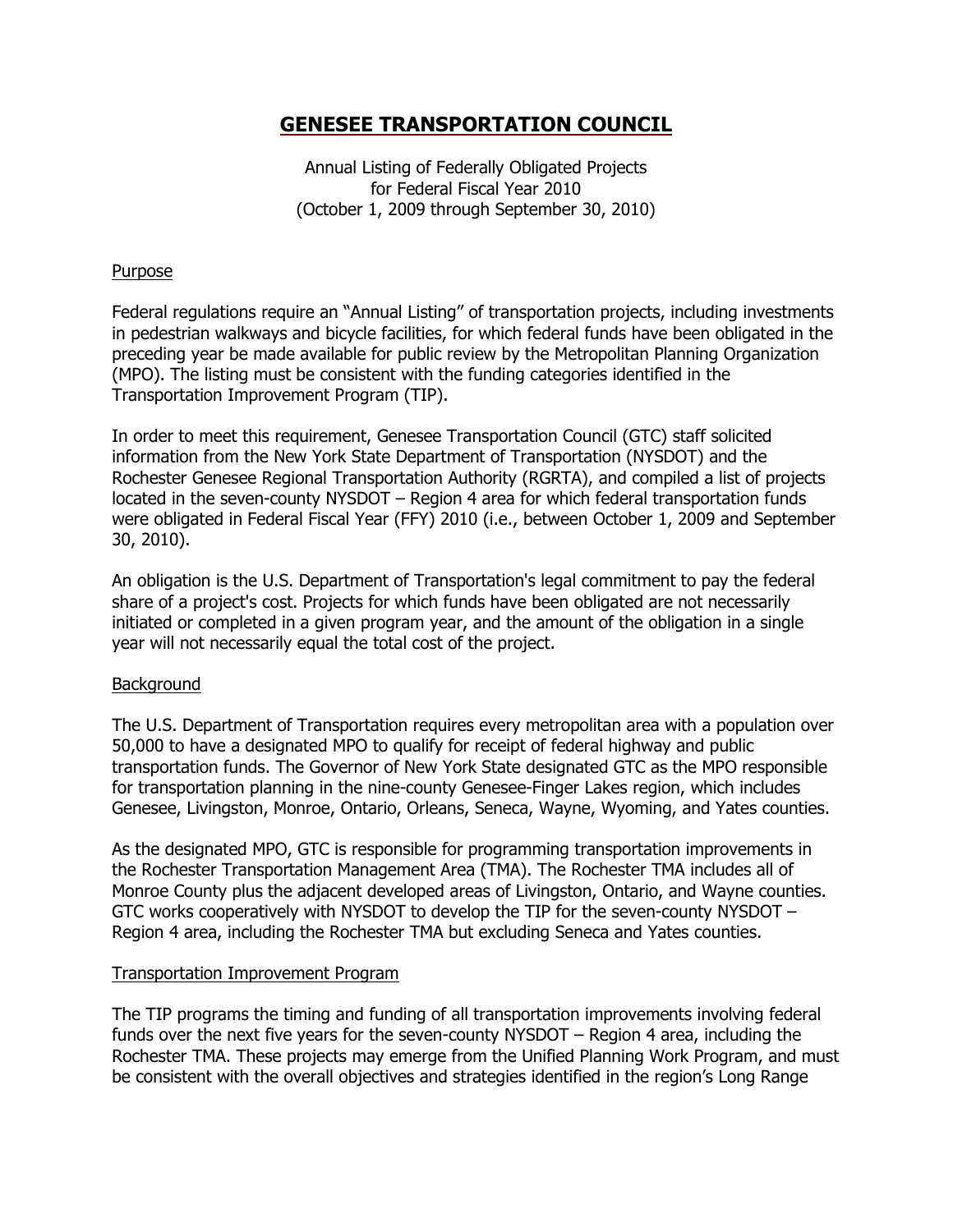# GENESEE TRANSPORTATION COUNCIL

Annual Listing of Federally Obligated Projects
for Federal Fiscal Year 2010
(October 1, 2009 through September 30, 2010)

## Purpose

Federal regulations require an "Annual Listing" of transportation projects, including investments in pedestrian walkways and bicycle facilities, for which federal funds have been obligated in the preceding year be made available for public review by the Metropolitan Planning Organization (MPO). The listing must be consistent with the funding categories identified in the Transportation Improvement Program (TIP).

In order to meet this requirement, Genesee Transportation Council (GTC) staff solicited information from the New York State Department of Transportation (NYSDOT) and the Rochester Genesee Regional Transportation Authority (RGRTA), and compiled a list of projects located in the seven-county NYSDOT – Region 4 area for which federal transportation funds were obligated in Federal Fiscal Year (FFY) 2010 (i.e., between October 1, 2009 and September 30, 2010).

An obligation is the U.S. Department of Transportation's legal commitment to pay the federal share of a project's cost. Projects for which funds have been obligated are not necessarily initiated or completed in a given program year, and the amount of the obligation in a single year will not necessarily equal the total cost of the project.

## Background

The U.S. Department of Transportation requires every metropolitan area with a population over 50,000 to have a designated MPO to qualify for receipt of federal highway and public transportation funds. The Governor of New York State designated GTC as the MPO responsible for transportation planning in the nine-county Genesee-Finger Lakes region, which includes Genesee, Livingston, Monroe, Ontario, Orleans, Seneca, Wayne, Wyoming, and Yates counties.

As the designated MPO, GTC is responsible for programming transportation improvements in the Rochester Transportation Management Area (TMA). The Rochester TMA includes all of Monroe County plus the adjacent developed areas of Livingston, Ontario, and Wayne counties. GTC works cooperatively with NYSDOT to develop the TIP for the seven-county NYSDOT – Region 4 area, including the Rochester TMA but excluding Seneca and Yates counties.

## Transportation Improvement Program

The TIP programs the timing and funding of all transportation improvements involving federal funds over the next five years for the seven-county NYSDOT – Region 4 area, including the Rochester TMA. These projects may emerge from the Unified Planning Work Program, and must be consistent with the overall objectives and strategies identified in the region's Long Range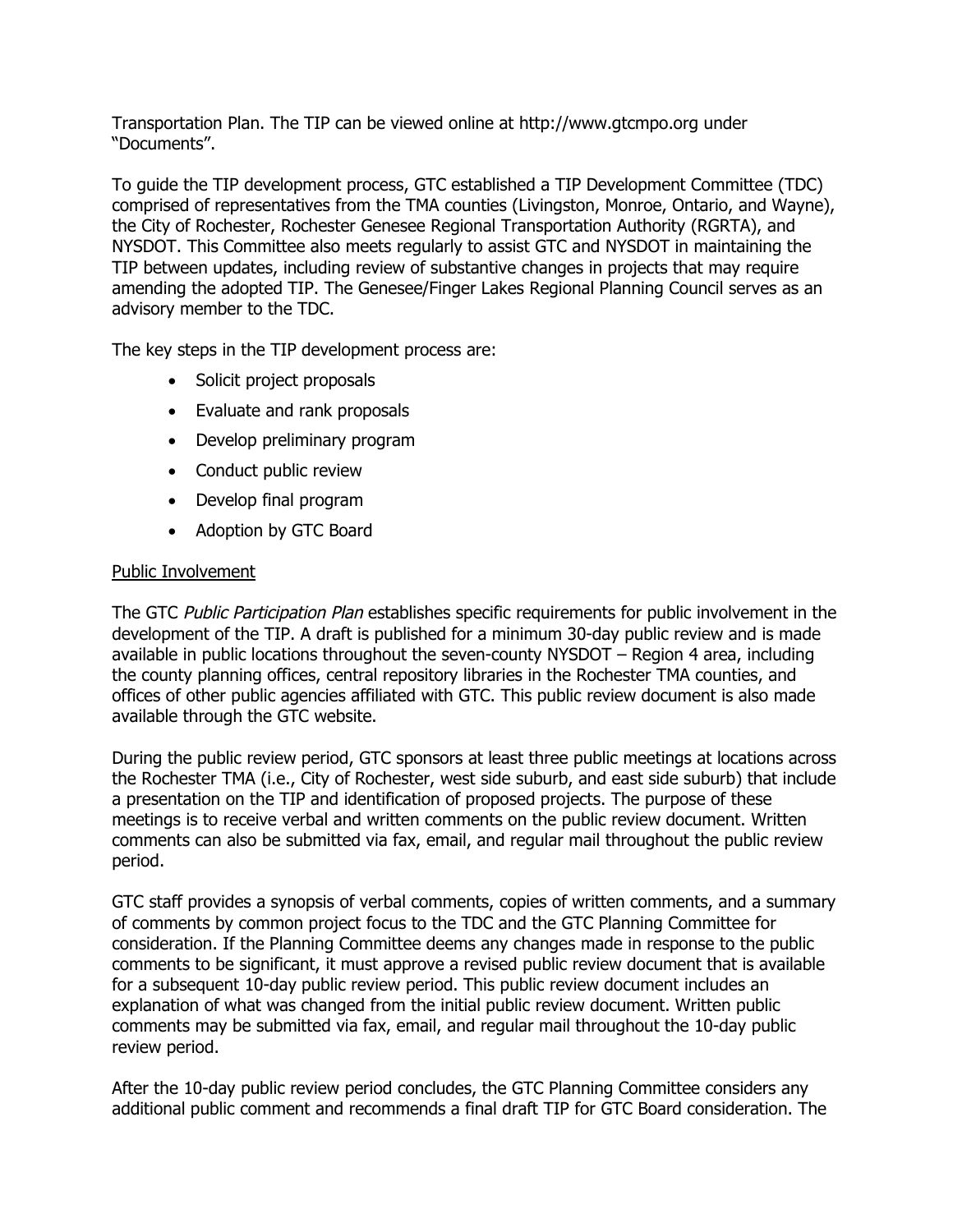Transportation Plan. The TIP can be viewed online at http://www.gtcmpo.org under "Documents".

To guide the TIP development process, GTC established a TIP Development Committee (TDC) comprised of representatives from the TMA counties (Livingston, Monroe, Ontario, and Wayne), the City of Rochester, Rochester Genesee Regional Transportation Authority (RGRTA), and NYSDOT. This Committee also meets regularly to assist GTC and NYSDOT in maintaining the TIP between updates, including review of substantive changes in projects that may require amending the adopted TIP. The Genesee/Finger Lakes Regional Planning Council serves as an advisory member to the TDC.

The key steps in the TIP development process are:

- Solicit project proposals
- Evaluate and rank proposals
- Develop preliminary program
- Conduct public review
- Develop final program
- Adoption by GTC Board

Public Involvement

The GTC *Public Participation Plan* establishes specific requirements for public involvement in the development of the TIP. A draft is published for a minimum 30-day public review and is made available in public locations throughout the seven-county NYSDOT – Region 4 area, including the county planning offices, central repository libraries in the Rochester TMA counties, and offices of other public agencies affiliated with GTC. This public review document is also made available through the GTC website.

During the public review period, GTC sponsors at least three public meetings at locations across the Rochester TMA (i.e., City of Rochester, west side suburb, and east side suburb) that include a presentation on the TIP and identification of proposed projects. The purpose of these meetings is to receive verbal and written comments on the public review document. Written comments can also be submitted via fax, email, and regular mail throughout the public review period.

GTC staff provides a synopsis of verbal comments, copies of written comments, and a summary of comments by common project focus to the TDC and the GTC Planning Committee for consideration. If the Planning Committee deems any changes made in response to the public comments to be significant, it must approve a revised public review document that is available for a subsequent 10-day public review period. This public review document includes an explanation of what was changed from the initial public review document. Written public comments may be submitted via fax, email, and regular mail throughout the 10-day public review period.

After the 10-day public review period concludes, the GTC Planning Committee considers any additional public comment and recommends a final draft TIP for GTC Board consideration. The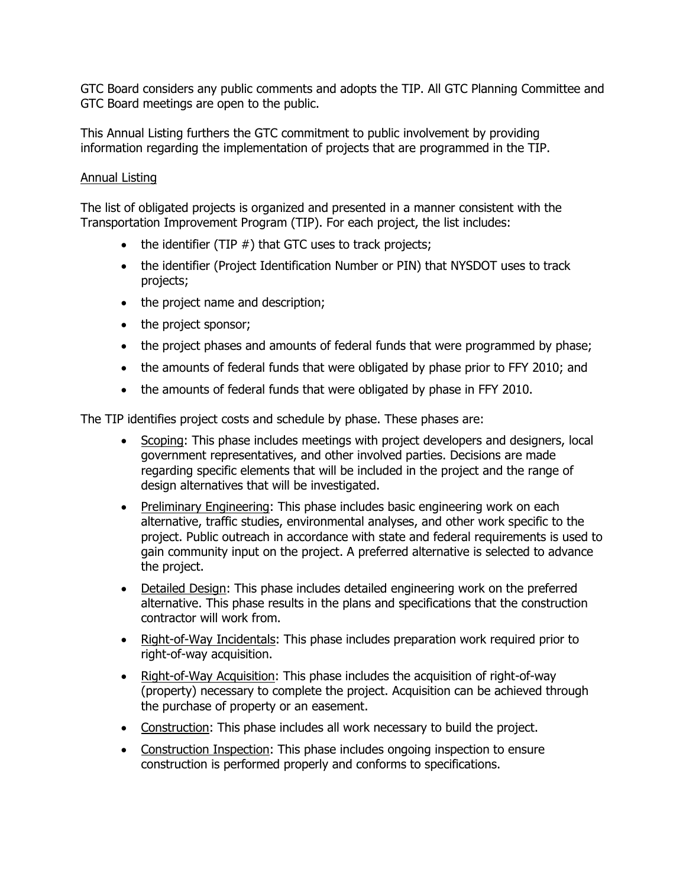GTC Board considers any public comments and adopts the TIP. All GTC Planning Committee and GTC Board meetings are open to the public.

This Annual Listing furthers the GTC commitment to public involvement by providing information regarding the implementation of projects that are programmed in the TIP.

Annual Listing

The list of obligated projects is organized and presented in a manner consistent with the Transportation Improvement Program (TIP). For each project, the list includes:

- the identifier (TIP #) that GTC uses to track projects;
- the identifier (Project Identification Number or PIN) that NYSDOT uses to track projects;
- the project name and description;
- the project sponsor;
- the project phases and amounts of federal funds that were programmed by phase;
- the amounts of federal funds that were obligated by phase prior to FFY 2010; and
- the amounts of federal funds that were obligated by phase in FFY 2010.

The TIP identifies project costs and schedule by phase. These phases are:

- Scoping: This phase includes meetings with project developers and designers, local government representatives, and other involved parties. Decisions are made regarding specific elements that will be included in the project and the range of design alternatives that will be investigated.
- Preliminary Engineering: This phase includes basic engineering work on each alternative, traffic studies, environmental analyses, and other work specific to the project. Public outreach in accordance with state and federal requirements is used to gain community input on the project. A preferred alternative is selected to advance the project.
- Detailed Design: This phase includes detailed engineering work on the preferred alternative. This phase results in the plans and specifications that the construction contractor will work from.
- Right-of-Way Incidentals: This phase includes preparation work required prior to right-of-way acquisition.
- Right-of-Way Acquisition: This phase includes the acquisition of right-of-way (property) necessary to complete the project. Acquisition can be achieved through the purchase of property or an easement.
- Construction: This phase includes all work necessary to build the project.
- Construction Inspection: This phase includes ongoing inspection to ensure construction is performed properly and conforms to specifications.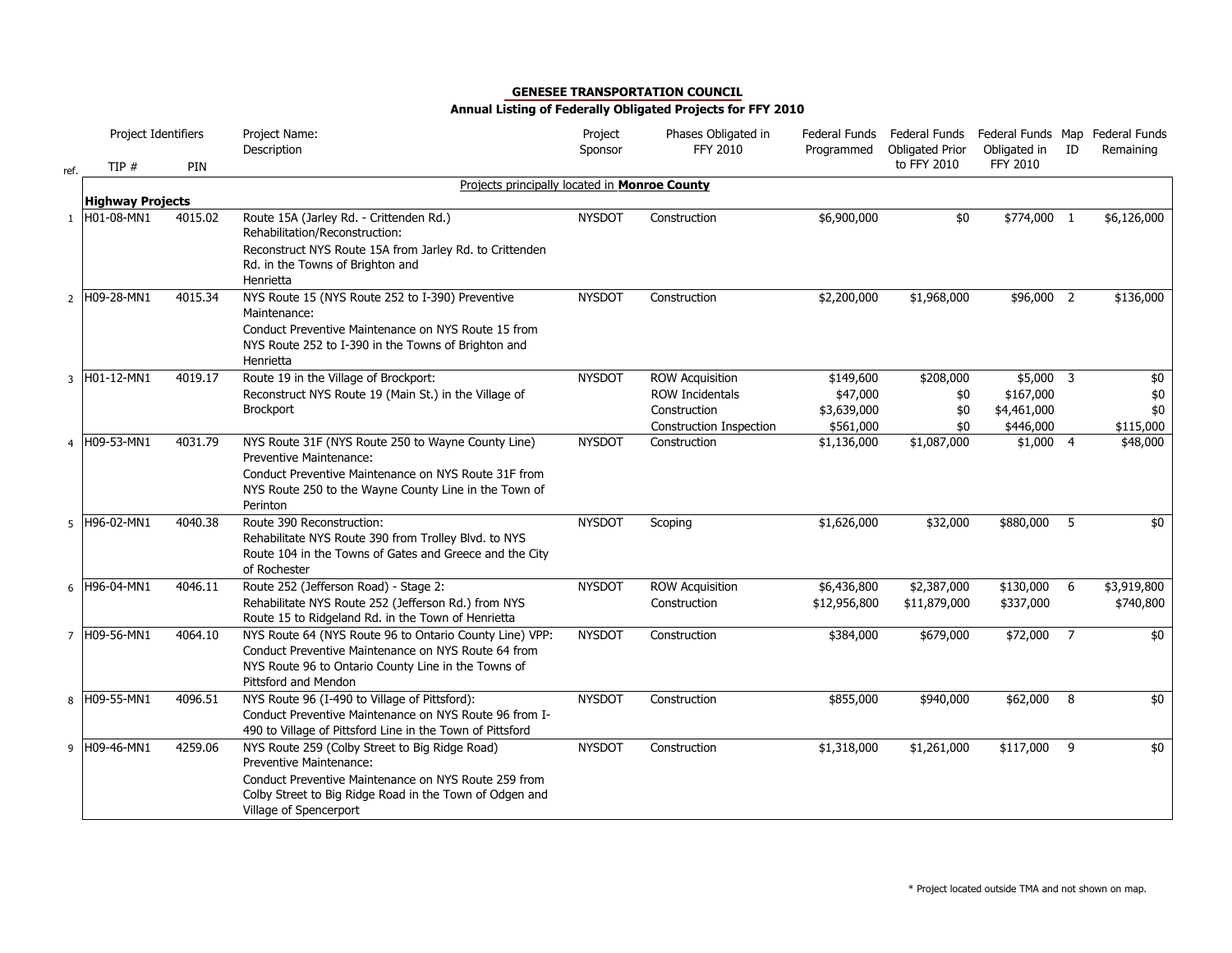**GENESEE TRANSPORTATION COUNCIL**

**Annual Listing of Federally Obligated Projects for FFY 2010**

| ref. | Project Identifiers TIP # | PIN | Project Name: Description | Project Sponsor | Phases Obligated in FFY 2010 | Federal Funds Programmed | Federal Funds Obligated Prior to FFY 2010 | Federal Funds Obligated in FFY 2010 | Map ID | Federal Funds Remaining |
|---|---|---|---|---|---|---|---|---|---|---|
| | | | Projects principally located in **Monroe County** | | | | | | | |
| | **Highway Projects** | | | | | | | | | |
| 1 | H01-08-MN1 | 4015.02 | Route 15A (Jarley Rd. - Crittenden Rd.) Rehabilitation/Reconstruction: Reconstruct NYS Route 15A from Jarley Rd. to Crittenden Rd. in the Towns of Brighton and Henrietta | NYSDOT | Construction | $6,900,000 | $0 | $774,000 | 1 | $6,126,000 |
| 2 | H09-28-MN1 | 4015.34 | NYS Route 15 (NYS Route 252 to I-390) Preventive Maintenance: Conduct Preventive Maintenance on NYS Route 15 from NYS Route 252 to I-390 in the Towns of Brighton and Henrietta | NYSDOT | Construction | $2,200,000 | $1,968,000 | $96,000 | 2 | $136,000 |
| 3 | H01-12-MN1 | 4019.17 | Route 19 in the Village of Brockport: Reconstruct NYS Route 19 (Main St.) in the Village of Brockport | NYSDOT | ROW Acquisition | $149,600 | $208,000 | $5,000 | 3 | $0 |
| | | | | | ROW Incidentals | $47,000 | $0 | $167,000 | | $0 |
| | | | | | Construction | $3,639,000 | $0 | $4,461,000 | | $0 |
| | | | | | Construction Inspection | $561,000 | $0 | $446,000 | | $115,000 |
| 4 | H09-53-MN1 | 4031.79 | NYS Route 31F (NYS Route 250 to Wayne County Line) Preventive Maintenance: Conduct Preventive Maintenance on NYS Route 31F from NYS Route 250 to the Wayne County Line in the Town of Perinton | NYSDOT | Construction | $1,136,000 | $1,087,000 | $1,000 | 4 | $48,000 |
| 5 | H96-02-MN1 | 4040.38 | Route 390 Reconstruction: Rehabilitate NYS Route 390 from Trolley Blvd. to NYS Route 104 in the Towns of Gates and Greece and the City of Rochester | NYSDOT | Scoping | $1,626,000 | $32,000 | $880,000 | 5 | $0 |
| 6 | H96-04-MN1 | 4046.11 | Route 252 (Jefferson Road) - Stage 2: Rehabilitate NYS Route 252 (Jefferson Rd.) from NYS Route 15 to Ridgeland Rd. in the Town of Henrietta | NYSDOT | ROW Acquisition | $6,436,800 | $2,387,000 | $130,000 | 6 | $3,919,800 |
| | | | | | Construction | $12,956,800 | $11,879,000 | $337,000 | | $740,800 |
| 7 | H09-56-MN1 | 4064.10 | NYS Route 64 (NYS Route 96 to Ontario County Line) VPP: Conduct Preventive Maintenance on NYS Route 64 from NYS Route 96 to Ontario County Line in the Towns of Pittsford and Mendon | NYSDOT | Construction | $384,000 | $679,000 | $72,000 | 7 | $0 |
| 8 | H09-55-MN1 | 4096.51 | NYS Route 96 (I-490 to Village of Pittsford): Conduct Preventive Maintenance on NYS Route 96 from I-490 to Village of Pittsford Line in the Town of Pittsford | NYSDOT | Construction | $855,000 | $940,000 | $62,000 | 8 | $0 |
| 9 | H09-46-MN1 | 4259.06 | NYS Route 259 (Colby Street to Big Ridge Road) Preventive Maintenance: Conduct Preventive Maintenance on NYS Route 259 from Colby Street to Big Ridge Road in the Town of Odgen and Village of Spencerport | NYSDOT | Construction | $1,318,000 | $1,261,000 | $117,000 | 9 | $0 |

\* Project located outside TMA and not shown on map.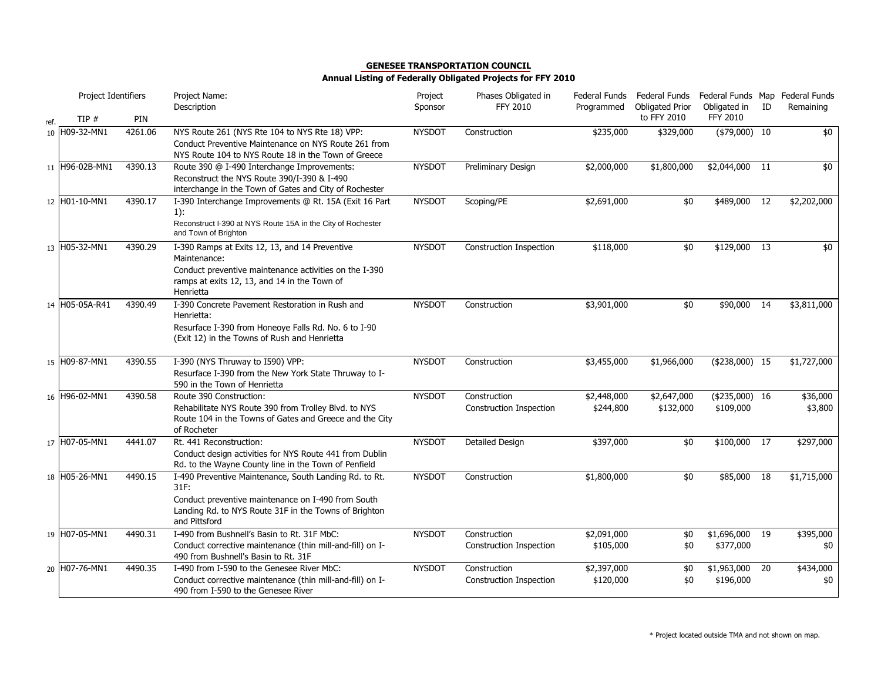**GENESEE TRANSPORTATION COUNCIL**

**Annual Listing of Federally Obligated Projects for FFY 2010**

| ref. | Project Identifiers TIP # | PIN | Project Name: Description | Project Sponsor | Phases Obligated in FFY 2010 | Federal Funds Programmed | Federal Funds Obligated Prior to FFY 2010 | Federal Funds Obligated in FFY 2010 | Map ID | Federal Funds Remaining |
|---|---|---|---|---|---|---|---|---|---|---|
| 10 | H09-32-MN1 | 4261.06 | NYS Route 261 (NYS Rte 104 to NYS Rte 18) VPP: Conduct Preventive Maintenance on NYS Route 261 from NYS Route 104 to NYS Route 18 in the Town of Greece | NYSDOT | Construction | $235,000 | $329,000 | ($79,000) | 10 | $0 |
| 11 | H96-02B-MN1 | 4390.13 | Route 390 @ I-490 Interchange Improvements: Reconstruct the NYS Route 390/I-390 & I-490 interchange in the Town of Gates and City of Rochester | NYSDOT | Preliminary Design | $2,000,000 | $1,800,000 | $2,044,000 | 11 | $0 |
| 12 | H01-10-MN1 | 4390.17 | I-390 Interchange Improvements @ Rt. 15A (Exit 16 Part 1): Reconstruct I-390 at NYS Route 15A in the City of Rochester and Town of Brighton | NYSDOT | Scoping/PE | $2,691,000 | $0 | $489,000 | 12 | $2,202,000 |
| 13 | H05-32-MN1 | 4390.29 | I-390 Ramps at Exits 12, 13, and 14 Preventive Maintenance: Conduct preventive maintenance activities on the I-390 ramps at exits 12, 13, and 14 in the Town of Henrietta | NYSDOT | Construction Inspection | $118,000 | $0 | $129,000 | 13 | $0 |
| 14 | H05-05A-R41 | 4390.49 | I-390 Concrete Pavement Restoration in Rush and Henrietta: Resurface I-390 from Honeoye Falls Rd. No. 6 to I-90 (Exit 12) in the Towns of Rush and Henrietta | NYSDOT | Construction | $3,901,000 | $0 | $90,000 | 14 | $3,811,000 |
| 15 | H09-87-MN1 | 4390.55 | I-390 (NYS Thruway to I590) VPP: Resurface I-390 from the New York State Thruway to I-590 in the Town of Henrietta | NYSDOT | Construction | $3,455,000 | $1,966,000 | ($238,000) | 15 | $1,727,000 |
| 16 | H96-02-MN1 | 4390.58 | Route 390 Construction: Rehabilitate NYS Route 390 from Trolley Blvd. to NYS Route 104 in the Towns of Gates and Greece and the City of Rocheter | NYSDOT | Construction | $2,448,000 | $2,647,000 | ($235,000) | 16 | $36,000 |
| | | | | | Construction Inspection | $244,800 | $132,000 | $109,000 | | $3,800 |
| 17 | H07-05-MN1 | 4441.07 | Rt. 441 Reconstruction: Conduct design activities for NYS Route 441 from Dublin Rd. to the Wayne County line in the Town of Penfield | NYSDOT | Detailed Design | $397,000 | $0 | $100,000 | 17 | $297,000 |
| 18 | H05-26-MN1 | 4490.15 | I-490 Preventive Maintenance, South Landing Rd. to Rt. 31F: Conduct preventive maintenance on I-490 from South Landing Rd. to NYS Route 31F in the Towns of Brighton and Pittsford | NYSDOT | Construction | $1,800,000 | $0 | $85,000 | 18 | $1,715,000 |
| 19 | H07-05-MN1 | 4490.31 | I-490 from Bushnell's Basin to Rt. 31F MbC: Conduct corrective maintenance (thin mill-and-fill) on I-490 from Bushnell's Basin to Rt. 31F | NYSDOT | Construction | $2,091,000 | $0 | $1,696,000 | 19 | $395,000 |
| | | | | | Construction Inspection | $105,000 | $0 | $377,000 | | $0 |
| 20 | H07-76-MN1 | 4490.35 | I-490 from I-590 to the Genesee River MbC: Conduct corrective maintenance (thin mill-and-fill) on I-490 from I-590 to the Genesee River | NYSDOT | Construction | $2,397,000 | $0 | $1,963,000 | 20 | $434,000 |
| | | | | | Construction Inspection | $120,000 | $0 | $196,000 | | $0 |

\* Project located outside TMA and not shown on map.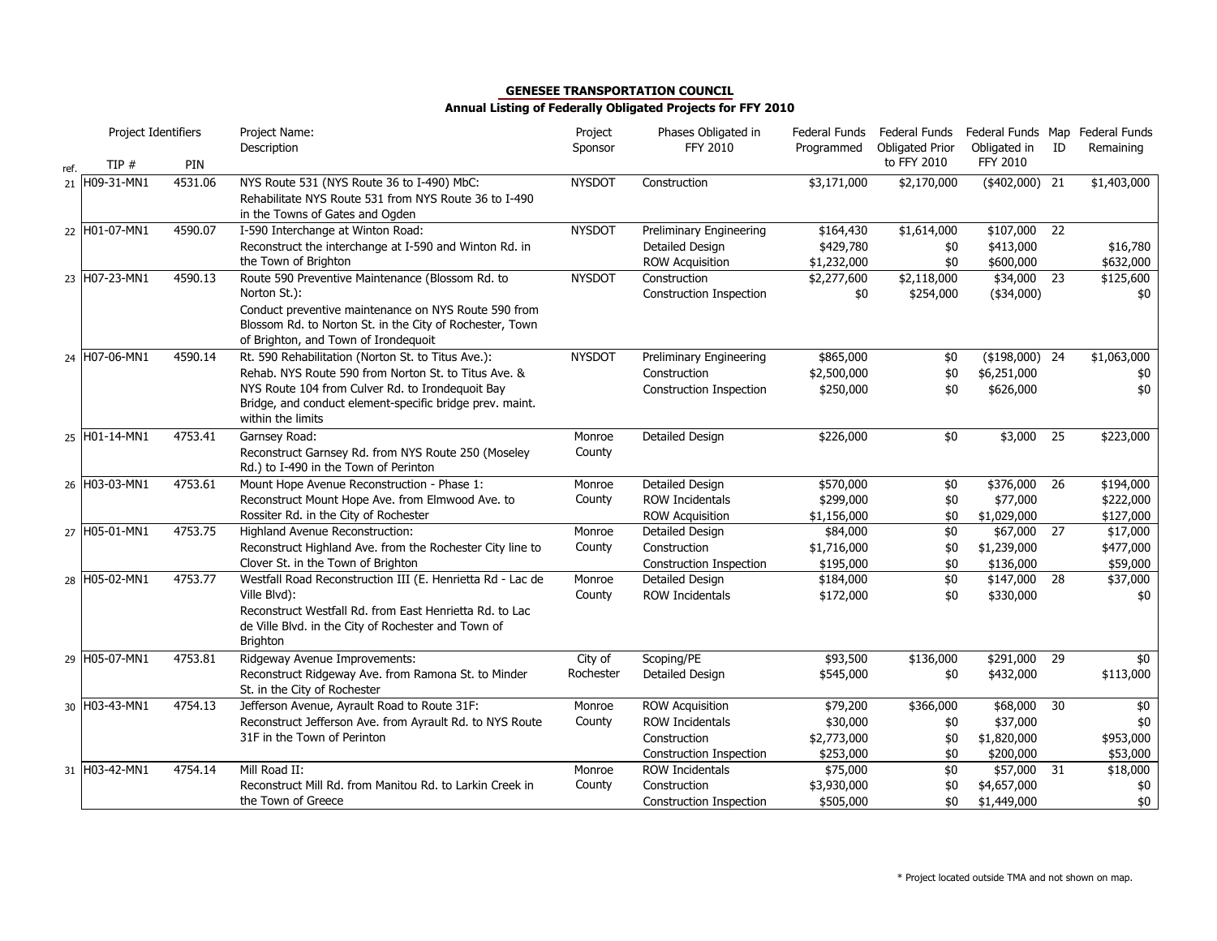**GENESEE TRANSPORTATION COUNCIL**

**Annual Listing of Federally Obligated Projects for FFY 2010**

| ref. | Project Identifiers TIP # | PIN | Project Name: Description | Project Sponsor | Phases Obligated in FFY 2010 | Federal Funds Programmed | Federal Funds Obligated Prior to FFY 2010 | Federal Funds Obligated in FFY 2010 | Map ID | Federal Funds Remaining |
|---|---|---|---|---|---|---|---|---|---|---|
| 21 | H09-31-MN1 | 4531.06 | NYS Route 531 (NYS Route 36 to I-490) MbC: Rehabilitate NYS Route 531 from NYS Route 36 to I-490 in the Towns of Gates and Ogden | NYSDOT | Construction | $3,171,000 | $2,170,000 | ($402,000) | 21 | $1,403,000 |
| 22 | H01-07-MN1 | 4590.07 | I-590 Interchange at Winton Road: Reconstruct the interchange at I-590 and Winton Rd. in the Town of Brighton | NYSDOT | Preliminary Engineering | $164,430 | $1,614,000 | $107,000 | 22 | |
| | | | | | Detailed Design | $429,780 | $0 | $413,000 | | $16,780 |
| | | | | | ROW Acquisition | $1,232,000 | $0 | $600,000 | | $632,000 |
| 23 | H07-23-MN1 | 4590.13 | Route 590 Preventive Maintenance (Blossom Rd. to Norton St.): Conduct preventive maintenance on NYS Route 590 from Blossom Rd. to Norton St. in the City of Rochester, Town of Brighton, and Town of Irondequoit | NYSDOT | Construction | $2,277,600 | $2,118,000 | $34,000 | 23 | $125,600 |
| | | | | | Construction Inspection | $0 | $254,000 | ($34,000) | | $0 |
| 24 | H07-06-MN1 | 4590.14 | Rt. 590 Rehabilitation (Norton St. to Titus Ave.): Rehab. NYS Route 590 from Norton St. to Titus Ave. & NYS Route 104 from Culver Rd. to Irondequoit Bay Bridge, and conduct element-specific bridge prev. maint. within the limits | NYSDOT | Preliminary Engineering | $865,000 | $0 | ($198,000) | 24 | $1,063,000 |
| | | | | | Construction | $2,500,000 | $0 | $6,251,000 | | $0 |
| | | | | | Construction Inspection | $250,000 | $0 | $626,000 | | $0 |
| 25 | H01-14-MN1 | 4753.41 | Garnsey Road: Reconstruct Garnsey Rd. from NYS Route 250 (Moseley Rd.) to I-490 in the Town of Perinton | Monroe County | Detailed Design | $226,000 | $0 | $3,000 | 25 | $223,000 |
| 26 | H03-03-MN1 | 4753.61 | Mount Hope Avenue Reconstruction - Phase 1: Reconstruct Mount Hope Ave. from Elmwood Ave. to Rossiter Rd. in the City of Rochester | Monroe County | Detailed Design | $570,000 | $0 | $376,000 | 26 | $194,000 |
| | | | | | ROW Incidentals | $299,000 | $0 | $77,000 | | $222,000 |
| | | | | | ROW Acquisition | $1,156,000 | $0 | $1,029,000 | | $127,000 |
| 27 | H05-01-MN1 | 4753.75 | Highland Avenue Reconstruction: Reconstruct Highland Ave. from the Rochester City line to Clover St. in the Town of Brighton | Monroe County | Detailed Design | $84,000 | $0 | $67,000 | 27 | $17,000 |
| | | | | | Construction | $1,716,000 | $0 | $1,239,000 | | $477,000 |
| | | | | | Construction Inspection | $195,000 | $0 | $136,000 | | $59,000 |
| 28 | H05-02-MN1 | 4753.77 | Westfall Road Reconstruction III (E. Henrietta Rd - Lac de Ville Blvd): Reconstruct Westfall Rd. from East Henrietta Rd. to Lac de Ville Blvd. in the City of Rochester and Town of Brighton | Monroe County | Detailed Design | $184,000 | $0 | $147,000 | 28 | $37,000 |
| | | | | | ROW Incidentals | $172,000 | $0 | $330,000 | | $0 |
| 29 | H05-07-MN1 | 4753.81 | Ridgeway Avenue Improvements: Reconstruct Ridgeway Ave. from Ramona St. to Minder St. in the City of Rochester | City of Rochester | Scoping/PE | $93,500 | $136,000 | $291,000 | 29 | $0 |
| | | | | | Detailed Design | $545,000 | $0 | $432,000 | | $113,000 |
| 30 | H03-43-MN1 | 4754.13 | Jefferson Avenue, Ayrault Road to Route 31F: Reconstruct Jefferson Ave. from Ayrault Rd. to NYS Route 31F in the Town of Perinton | Monroe County | ROW Acquisition | $79,200 | $366,000 | $68,000 | 30 | $0 |
| | | | | | ROW Incidentals | $30,000 | $0 | $37,000 | | $0 |
| | | | | | Construction | $2,773,000 | $0 | $1,820,000 | | $953,000 |
| | | | | | Construction Inspection | $253,000 | $0 | $200,000 | | $53,000 |
| 31 | H03-42-MN1 | 4754.14 | Mill Road II: Reconstruct Mill Rd. from Manitou Rd. to Larkin Creek in the Town of Greece | Monroe County | ROW Incidentals | $75,000 | $0 | $57,000 | 31 | $18,000 |
| | | | | | Construction | $3,930,000 | $0 | $4,657,000 | | $0 |
| | | | | | Construction Inspection | $505,000 | $0 | $1,449,000 | | $0 |

\* Project located outside TMA and not shown on map.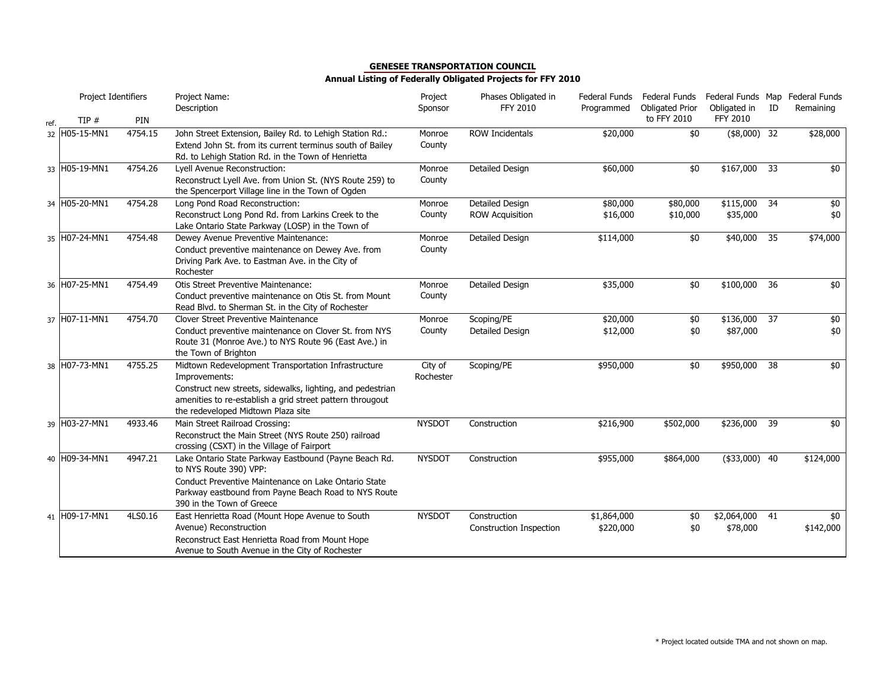**GENESEE TRANSPORTATION COUNCIL**

**Annual Listing of Federally Obligated Projects for FFY 2010**

| ref. | Project Identifiers TIP # | PIN | Project Name: Description | Project Sponsor | Phases Obligated in FFY 2010 | Federal Funds Programmed | Federal Funds Obligated Prior to FFY 2010 | Federal Funds Obligated in FFY 2010 | Map ID | Federal Funds Remaining |
|---|---|---|---|---|---|---|---|---|---|---|
| 32 | H05-15-MN1 | 4754.15 | John Street Extension, Bailey Rd. to Lehigh Station Rd.: Extend John St. from its current terminus south of Bailey Rd. to Lehigh Station Rd. in the Town of Henrietta | Monroe County | ROW Incidentals | $20,000 | $0 | ($8,000) | 32 | $28,000 |
| 33 | H05-19-MN1 | 4754.26 | Lyell Avenue Reconstruction: Reconstruct Lyell Ave. from Union St. (NYS Route 259) to the Spencerport Village line in the Town of Ogden | Monroe County | Detailed Design | $60,000 | $0 | $167,000 | 33 | $0 |
| 34 | H05-20-MN1 | 4754.28 | Long Pond Road Reconstruction: Reconstruct Long Pond Rd. from Larkins Creek to the Lake Ontario State Parkway (LOSP) in the Town of | Monroe County | Detailed Design<br>ROW Acquisition | $80,000<br>$16,000 | $80,000<br>$10,000 | $115,000<br>$35,000 | 34 | $0<br>$0 |
| 35 | H07-24-MN1 | 4754.48 | Dewey Avenue Preventive Maintenance: Conduct preventive maintenance on Dewey Ave. from Driving Park Ave. to Eastman Ave. in the City of Rochester | Monroe County | Detailed Design | $114,000 | $0 | $40,000 | 35 | $74,000 |
| 36 | H07-25-MN1 | 4754.49 | Otis Street Preventive Maintenance: Conduct preventive maintenance on Otis St. from Mount Read Blvd. to Sherman St. in the City of Rochester | Monroe County | Detailed Design | $35,000 | $0 | $100,000 | 36 | $0 |
| 37 | H07-11-MN1 | 4754.70 | Clover Street Preventive Maintenance Conduct preventive maintenance on Clover St. from NYS Route 31 (Monroe Ave.) to NYS Route 96 (East Ave.) in the Town of Brighton | Monroe County | Scoping/PE<br>Detailed Design | $20,000<br>$12,000 | $0<br>$0 | $136,000<br>$87,000 | 37 | $0<br>$0 |
| 38 | H07-73-MN1 | 4755.25 | Midtown Redevelopment Transportation Infrastructure Improvements: Construct new streets, sidewalks, lighting, and pedestrian amenities to re-establish a grid street pattern througout the redeveloped Midtown Plaza site | City of Rochester | Scoping/PE | $950,000 | $0 | $950,000 | 38 | $0 |
| 39 | H03-27-MN1 | 4933.46 | Main Street Railroad Crossing: Reconstruct the Main Street (NYS Route 250) railroad crossing (CSXT) in the Village of Fairport | NYSDOT | Construction | $216,900 | $502,000 | $236,000 | 39 | $0 |
| 40 | H09-34-MN1 | 4947.21 | Lake Ontario State Parkway Eastbound (Payne Beach Rd. to NYS Route 390) VPP: Conduct Preventive Maintenance on Lake Ontario State Parkway eastbound from Payne Beach Road to NYS Route 390 in the Town of Greece | NYSDOT | Construction | $955,000 | $864,000 | ($33,000) | 40 | $124,000 |
| 41 | H09-17-MN1 | 4LS0.16 | East Henrietta Road (Mount Hope Avenue to South Avenue) Reconstruction Reconstruct East Henrietta Road from Mount Hope Avenue to South Avenue in the City of Rochester | NYSDOT | Construction<br>Construction Inspection | $1,864,000<br>$220,000 | $0<br>$0 | $2,064,000<br>$78,000 | 41 | $0<br>$142,000 |

* Project located outside TMA and not shown on map.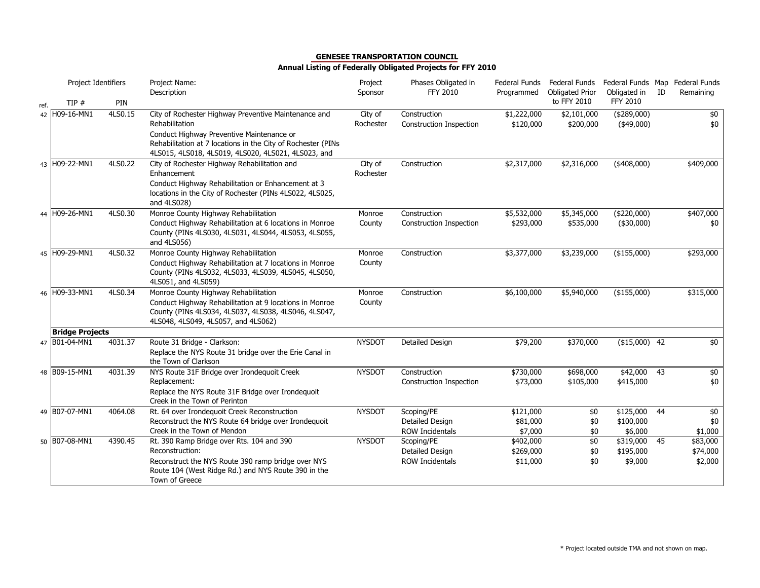**GENESEE TRANSPORTATION COUNCIL**

**Annual Listing of Federally Obligated Projects for FFY 2010**

| ref. | Project Identifiers TIP # | PIN | Project Name: Description | Project Sponsor | Phases Obligated in FFY 2010 | Federal Funds Programmed | Federal Funds Obligated Prior to FFY 2010 | Federal Funds Obligated in FFY 2010 | Map ID | Federal Funds Remaining |
|---|---|---|---|---|---|---|---|---|---|---|
| 42 | H09-16-MN1 | 4LS0.15 | City of Rochester Highway Preventive Maintenance and Rehabilitation<br>Conduct Highway Preventive Maintenance or Rehabilitation at 7 locations in the City of Rochester (PINs 4LS015, 4LS018, 4LS019, 4LS020, 4LS021, 4LS023, and | City of Rochester | Construction<br>Construction Inspection | $1,222,000<br>$120,000 | $2,101,000<br>$200,000 | ($289,000)<br>($49,000) | | $0<br>$0 |
| 43 | H09-22-MN1 | 4LS0.22 | City of Rochester Highway Rehabilitation and Enhancement<br>Conduct Highway Rehabilitation or Enhancement at 3 locations in the City of Rochester (PINs 4LS022, 4LS025, and 4LS028) | City of Rochester | Construction | $2,317,000 | $2,316,000 | ($408,000) | | $409,000 |
| 44 | H09-26-MN1 | 4LS0.30 | Monroe County Highway Rehabilitation<br>Conduct Highway Rehabilitation at 6 locations in Monroe County (PINs 4LS030, 4LS031, 4LS044, 4LS053, 4LS055, and 4LS056) | Monroe County | Construction<br>Construction Inspection | $5,532,000<br>$293,000 | $5,345,000<br>$535,000 | ($220,000)<br>($30,000) | | $407,000<br>$0 |
| 45 | H09-29-MN1 | 4LS0.32 | Monroe County Highway Rehabilitation<br>Conduct Highway Rehabilitation at 7 locations in Monroe County (PINs 4LS032, 4LS033, 4LS039, 4LS045, 4LS050, 4LS051, and 4LS059) | Monroe County | Construction | $3,377,000 | $3,239,000 | ($155,000) | | $293,000 |
| 46 | H09-33-MN1 | 4LS0.34 | Monroe County Highway Rehabilitation<br>Conduct Highway Rehabilitation at 9 locations in Monroe County (PINs 4LS034, 4LS037, 4LS038, 4LS046, 4LS047, 4LS048, 4LS049, 4LS057, and 4LS062) | Monroe County | Construction | $6,100,000 | $5,940,000 | ($155,000) | | $315,000 |
| | **Bridge Projects** | | | | | | | | | |
| 47 | B01-04-MN1 | 4031.37 | Route 31 Bridge - Clarkson:<br>Replace the NYS Route 31 bridge over the Erie Canal in the Town of Clarkson | NYSDOT | Detailed Design | $79,200 | $370,000 | ($15,000) | 42 | $0 |
| 48 | B09-15-MN1 | 4031.39 | NYS Route 31F Bridge over Irondequoit Creek Replacement:<br>Replace the NYS Route 31F Bridge over Irondequoit Creek in the Town of Perinton | NYSDOT | Construction<br>Construction Inspection | $730,000<br>$73,000 | $698,000<br>$105,000 | $42,000<br>$415,000 | 43 | $0<br>$0 |
| 49 | B07-07-MN1 | 4064.08 | Rt. 64 over Irondequoit Creek Reconstruction<br>Reconstruct the NYS Route 64 bridge over Irondequoit Creek in the Town of Mendon | NYSDOT | Scoping/PE<br>Detailed Design<br>ROW Incidentals | $121,000<br>$81,000<br>$7,000 | $0<br>$0<br>$0 | $125,000<br>$100,000<br>$6,000 | 44 | $0<br>$0<br>$1,000 |
| 50 | B07-08-MN1 | 4390.45 | Rt. 390 Ramp Bridge over Rts. 104 and 390 Reconstruction:<br>Reconstruct the NYS Route 390 ramp bridge over NYS Route 104 (West Ridge Rd.) and NYS Route 390 in the Town of Greece | NYSDOT | Scoping/PE<br>Detailed Design<br>ROW Incidentals | $402,000<br>$269,000<br>$11,000 | $0<br>$0<br>$0 | $319,000<br>$195,000<br>$9,000 | 45 | $83,000<br>$74,000<br>$2,000 |

\* Project located outside TMA and not shown on map.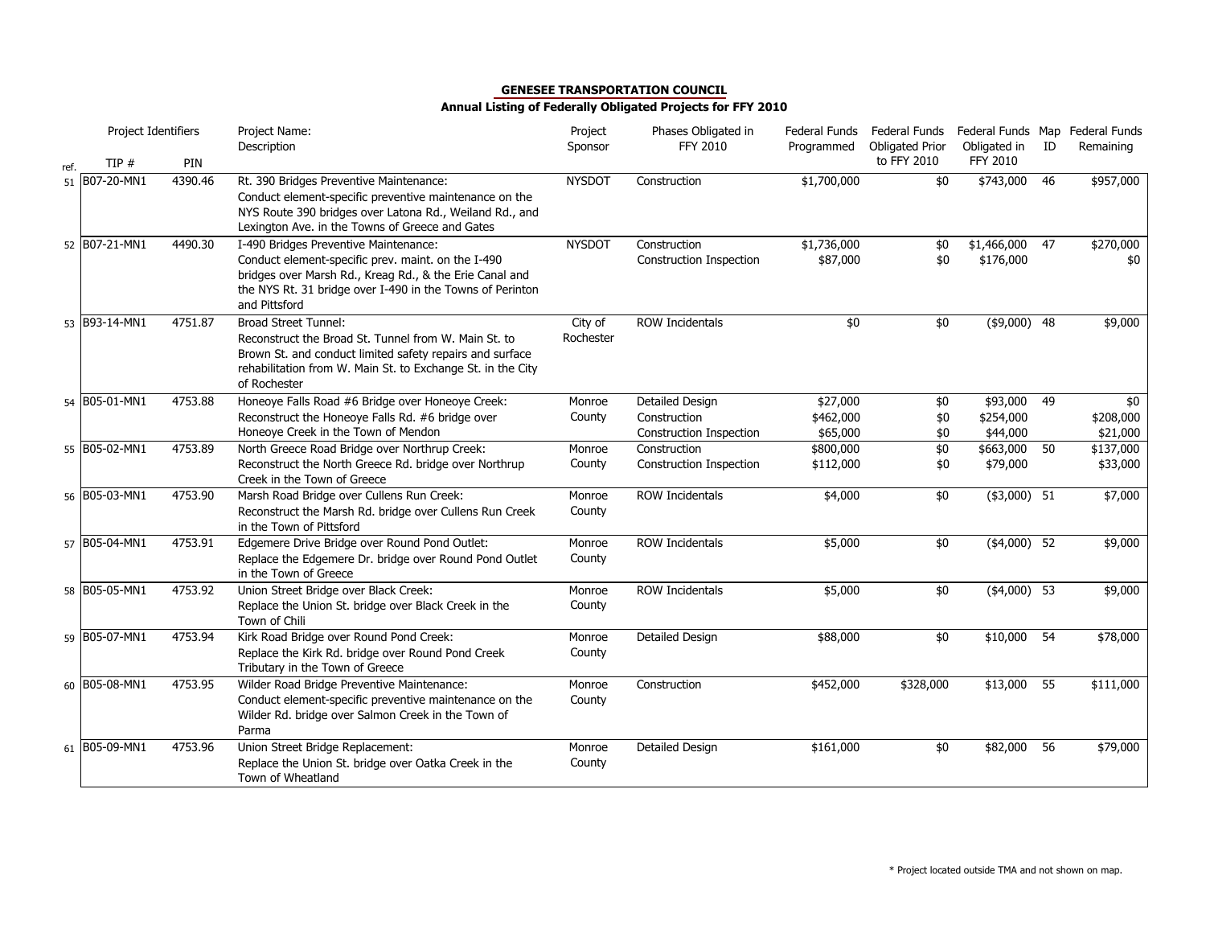**GENESEE TRANSPORTATION COUNCIL**

**Annual Listing of Federally Obligated Projects for FFY 2010**

| ref. | Project Identifiers TIP # | PIN | Project Name: Description | Project Sponsor | Phases Obligated in FFY 2010 | Federal Funds Programmed | Federal Funds Obligated Prior to FFY 2010 | Federal Funds Obligated in FFY 2010 | Map ID | Federal Funds Remaining |
|---|---|---|---|---|---|---|---|---|---|---|
| 51 | B07-20-MN1 | 4390.46 | Rt. 390 Bridges Preventive Maintenance: Conduct element-specific preventive maintenance on the NYS Route 390 bridges over Latona Rd., Weiland Rd., and Lexington Ave. in the Towns of Greece and Gates | NYSDOT | Construction | $1,700,000 | $0 | $743,000 | 46 | $957,000 |
| 52 | B07-21-MN1 | 4490.30 | I-490 Bridges Preventive Maintenance: Conduct element-specific prev. maint. on the I-490 bridges over Marsh Rd., Kreag Rd., & the Erie Canal and the NYS Rt. 31 bridge over I-490 in the Towns of Perinton and Pittsford | NYSDOT | Construction | $1,736,000 | $0 | $1,466,000 | 47 | $270,000 |
| | | | | | Construction Inspection | $87,000 | $0 | $176,000 | | $0 |
| 53 | B93-14-MN1 | 4751.87 | Broad Street Tunnel: Reconstruct the Broad St. Tunnel from W. Main St. to Brown St. and conduct limited safety repairs and surface rehabilitation from W. Main St. to Exchange St. in the City of Rochester | City of Rochester | ROW Incidentals | $0 | $0 | ($9,000) | 48 | $9,000 |
| 54 | B05-01-MN1 | 4753.88 | Honeoye Falls Road #6 Bridge over Honeoye Creek: Reconstruct the Honeoye Falls Rd. #6 bridge over Honeoye Creek in the Town of Mendon | Monroe County | Detailed Design | $27,000 | $0 | $93,000 | 49 | $0 |
| | | | | | Construction | $462,000 | $0 | $254,000 | | $208,000 |
| | | | | | Construction Inspection | $65,000 | $0 | $44,000 | | $21,000 |
| 55 | B05-02-MN1 | 4753.89 | North Greece Road Bridge over Northrup Creek: Reconstruct the North Greece Rd. bridge over Northrup Creek in the Town of Greece | Monroe County | Construction | $800,000 | $0 | $663,000 | 50 | $137,000 |
| | | | | | Construction Inspection | $112,000 | $0 | $79,000 | | $33,000 |
| 56 | B05-03-MN1 | 4753.90 | Marsh Road Bridge over Cullens Run Creek: Reconstruct the Marsh Rd. bridge over Cullens Run Creek in the Town of Pittsford | Monroe County | ROW Incidentals | $4,000 | $0 | ($3,000) | 51 | $7,000 |
| 57 | B05-04-MN1 | 4753.91 | Edgemere Drive Bridge over Round Pond Outlet: Replace the Edgemere Dr. bridge over Round Pond Outlet in the Town of Greece | Monroe County | ROW Incidentals | $5,000 | $0 | ($4,000) | 52 | $9,000 |
| 58 | B05-05-MN1 | 4753.92 | Union Street Bridge over Black Creek: Replace the Union St. bridge over Black Creek in the Town of Chili | Monroe County | ROW Incidentals | $5,000 | $0 | ($4,000) | 53 | $9,000 |
| 59 | B05-07-MN1 | 4753.94 | Kirk Road Bridge over Round Pond Creek: Replace the Kirk Rd. bridge over Round Pond Creek Tributary in the Town of Greece | Monroe County | Detailed Design | $88,000 | $0 | $10,000 | 54 | $78,000 |
| 60 | B05-08-MN1 | 4753.95 | Wilder Road Bridge Preventive Maintenance: Conduct element-specific preventive maintenance on the Wilder Rd. bridge over Salmon Creek in the Town of Parma | Monroe County | Construction | $452,000 | $328,000 | $13,000 | 55 | $111,000 |
| 61 | B05-09-MN1 | 4753.96 | Union Street Bridge Replacement: Replace the Union St. bridge over Oatka Creek in the Town of Wheatland | Monroe County | Detailed Design | $161,000 | $0 | $82,000 | 56 | $79,000 |

\* Project located outside TMA and not shown on map.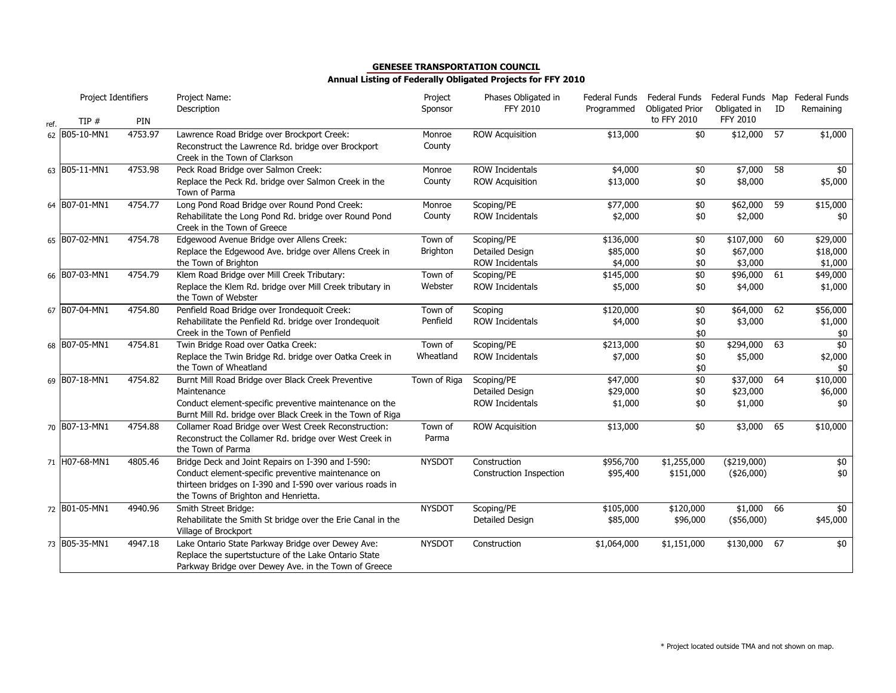**GENESEE TRANSPORTATION COUNCIL**

**Annual Listing of Federally Obligated Projects for FFY 2010**

| ref. | Project Identifiers TIP # | PIN | Project Name: Description | Project Sponsor | Phases Obligated in FFY 2010 | Federal Funds Programmed | Federal Funds Obligated Prior to FFY 2010 | Federal Funds Obligated in FFY 2010 | Map ID | Federal Funds Remaining |
|---|---|---|---|---|---|---|---|---|---|---|
| 62 | B05-10-MN1 | 4753.97 | Lawrence Road Bridge over Brockport Creek: Reconstruct the Lawrence Rd. bridge over Brockport Creek in the Town of Clarkson | Monroe County | ROW Acquisition | $13,000 | $0 | $12,000 | 57 | $1,000 |
| 63 | B05-11-MN1 | 4753.98 | Peck Road Bridge over Salmon Creek: Replace the Peck Rd. bridge over Salmon Creek in the Town of Parma | Monroe County | ROW Incidentals<br>ROW Acquisition | $4,000<br>$13,000 | $0<br>$0 | $7,000<br>$8,000 | 58 | $0<br>$5,000 |
| 64 | B07-01-MN1 | 4754.77 | Long Pond Road Bridge over Round Pond Creek: Rehabilitate the Long Pond Rd. bridge over Round Pond Creek in the Town of Greece | Monroe County | Scoping/PE<br>ROW Incidentals | $77,000<br>$2,000 | $0<br>$0 | $62,000<br>$2,000 | 59 | $15,000<br>$0 |
| 65 | B07-02-MN1 | 4754.78 | Edgewood Avenue Bridge over Allens Creek: Replace the Edgewood Ave. bridge over Allens Creek in the Town of Brighton | Town of Brighton | Scoping/PE<br>Detailed Design<br>ROW Incidentals | $136,000<br>$85,000<br>$4,000 | $0<br>$0<br>$0 | $107,000<br>$67,000<br>$3,000 | 60 | $29,000<br>$18,000<br>$1,000 |
| 66 | B07-03-MN1 | 4754.79 | Klem Road Bridge over Mill Creek Tributary: Replace the Klem Rd. bridge over Mill Creek tributary in the Town of Webster | Town of Webster | Scoping/PE<br>ROW Incidentals | $145,000<br>$5,000 | $0<br>$0 | $96,000<br>$4,000 | 61 | $49,000<br>$1,000 |
| 67 | B07-04-MN1 | 4754.80 | Penfield Road Bridge over Irondequoit Creek: Rehabilitate the Penfield Rd. bridge over Irondequoit Creek in the Town of Penfield | Town of Penfield | Scoping<br>ROW Incidentals | $120,000<br>$4,000 | $0<br>$0<br>$0 | $64,000<br>$3,000 | 62 | $56,000<br>$1,000<br>$0 |
| 68 | B07-05-MN1 | 4754.81 | Twin Bridge Road over Oatka Creek: Replace the Twin Bridge Rd. bridge over Oatka Creek in the Town of Wheatland | Town of Wheatland | Scoping/PE<br>ROW Incidentals | $213,000<br>$7,000 | $0<br>$0<br>$0 | $294,000<br>$5,000 | 63 | $0<br>$2,000<br>$0 |
| 69 | B07-18-MN1 | 4754.82 | Burnt Mill Road Bridge over Black Creek Preventive Maintenance: Conduct element-specific preventive maintenance on the Burnt Mill Rd. bridge over Black Creek in the Town of Riga | Town of Riga | Scoping/PE<br>Detailed Design<br>ROW Incidentals | $47,000<br>$29,000<br>$1,000 | $0<br>$0<br>$0 | $37,000<br>$23,000<br>$1,000 | 64 | $10,000<br>$6,000<br>$0 |
| 70 | B07-13-MN1 | 4754.88 | Collamer Road Bridge over West Creek Reconstruction: Reconstruct the Collamer Rd. bridge over West Creek in the Town of Parma | Town of Parma | ROW Acquisition | $13,000 | $0 | $3,000 | 65 | $10,000 |
| 71 | H07-68-MN1 | 4805.46 | Bridge Deck and Joint Repairs on I-390 and I-590: Conduct element-specific preventive maintenance on thirteen bridges on I-390 and I-590 over various roads in the Towns of Brighton and Henrietta. | NYSDOT | Construction<br>Construction Inspection | $956,700<br>$95,400 | $1,255,000<br>$151,000 | ($219,000)<br>($26,000) | | $0<br>$0 |
| 72 | B01-05-MN1 | 4940.96 | Smith Street Bridge: Rehabilitate the Smith St bridge over the Erie Canal in the Village of Brockport | NYSDOT | Scoping/PE<br>Detailed Design | $105,000<br>$85,000 | $120,000<br>$96,000 | $1,000<br>($56,000) | 66 | $0<br>$45,000 |
| 73 | B05-35-MN1 | 4947.18 | Lake Ontario State Parkway Bridge over Dewey Ave: Replace the supertsucture of the Lake Ontario State Parkway Bridge over Dewey Ave. in the Town of Greece | NYSDOT | Construction | $1,064,000 | $1,151,000 | $130,000 | 67 | $0 |

* Project located outside TMA and not shown on map.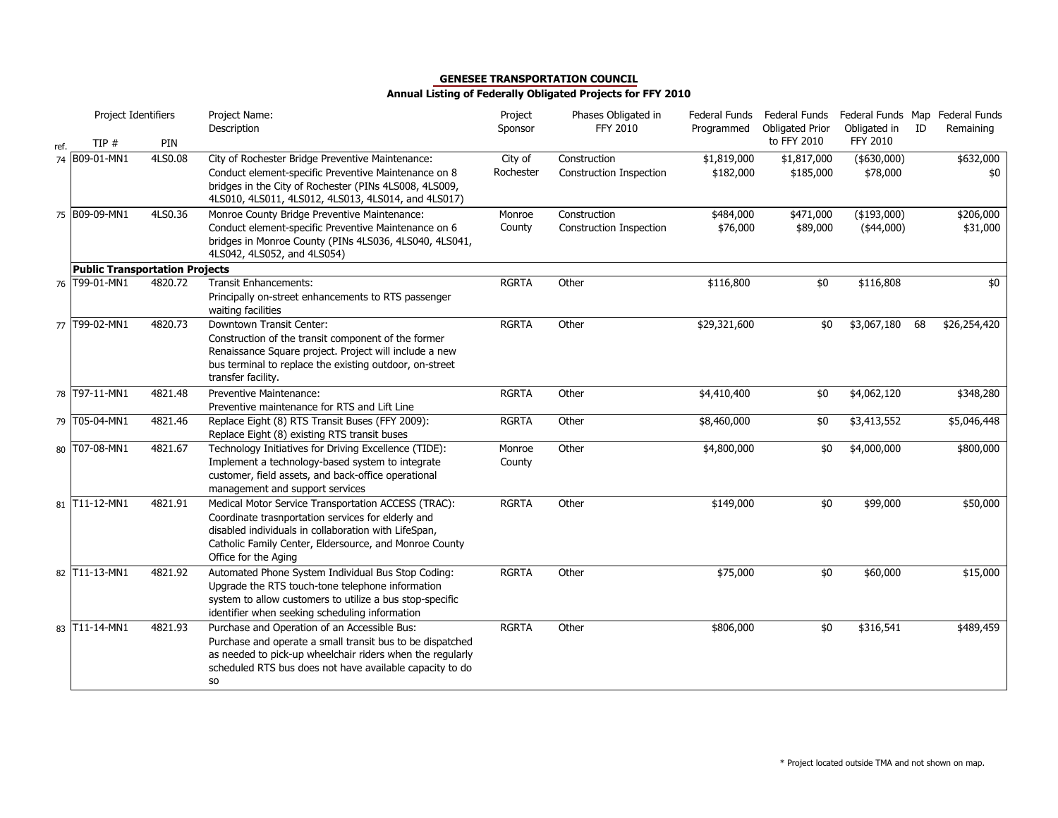**GENESEE TRANSPORTATION COUNCIL**
**Annual Listing of Federally Obligated Projects for FFY 2010**

| ref. | Project Identifiers TIP # | PIN | Project Name: Description | Project Sponsor | Phases Obligated in FFY 2010 | Federal Funds Programmed | Federal Funds Obligated Prior to FFY 2010 | Federal Funds Obligated in FFY 2010 | Map ID | Federal Funds Remaining |
|---|---|---|---|---|---|---|---|---|---|---|
| 74 | B09-01-MN1 | 4LS0.08 | City of Rochester Bridge Preventive Maintenance: Conduct element-specific Preventive Maintenance on 8 bridges in the City of Rochester (PINs 4LS008, 4LS009, 4LS010, 4LS011, 4LS012, 4LS013, 4LS014, and 4LS017) | City of Rochester | Construction<br>Construction Inspection | $1,819,000<br>$182,000 | $1,817,000<br>$185,000 | ($630,000)<br>$78,000 | | $632,000<br>$0 |
| 75 | B09-09-MN1 | 4LS0.36 | Monroe County Bridge Preventive Maintenance: Conduct element-specific Preventive Maintenance on 6 bridges in Monroe County (PINs 4LS036, 4LS040, 4LS041, 4LS042, 4LS052, and 4LS054) | Monroe County | Construction<br>Construction Inspection | $484,000<br>$76,000 | $471,000<br>$89,000 | ($193,000)<br>($44,000) | | $206,000<br>$31,000 |
| | **Public Transportation Projects** | | | | | | | | | |
| 76 | T99-01-MN1 | 4820.72 | Transit Enhancements: Principally on-street enhancements to RTS passenger waiting facilities | RGRTA | Other | $116,800 | $0 | $116,808 | | $0 |
| 77 | T99-02-MN1 | 4820.73 | Downtown Transit Center: Construction of the transit component of the former Renaissance Square project. Project will include a new bus terminal to replace the existing outdoor, on-street transfer facility. | RGRTA | Other | $29,321,600 | $0 | $3,067,180 | 68 | $26,254,420 |
| 78 | T97-11-MN1 | 4821.48 | Preventive Maintenance: Preventive maintenance for RTS and Lift Line | RGRTA | Other | $4,410,400 | $0 | $4,062,120 | | $348,280 |
| 79 | T05-04-MN1 | 4821.46 | Replace Eight (8) RTS Transit Buses (FFY 2009): Replace Eight (8) existing RTS transit buses | RGRTA | Other | $8,460,000 | $0 | $3,413,552 | | $5,046,448 |
| 80 | T07-08-MN1 | 4821.67 | Technology Initiatives for Driving Excellence (TIDE): Implement a technology-based system to integrate customer, field assets, and back-office operational management and support services | Monroe County | Other | $4,800,000 | $0 | $4,000,000 | | $800,000 |
| 81 | T11-12-MN1 | 4821.91 | Medical Motor Service Transportation ACCESS (TRAC): Coordinate trasnportation services for elderly and disabled individuals in collaboration with LifeSpan, Catholic Family Center, Eldersource, and Monroe County Office for the Aging | RGRTA | Other | $149,000 | $0 | $99,000 | | $50,000 |
| 82 | T11-13-MN1 | 4821.92 | Automated Phone System Individual Bus Stop Coding: Upgrade the RTS touch-tone telephone information system to allow customers to utilize a bus stop-specific identifier when seeking scheduling information | RGRTA | Other | $75,000 | $0 | $60,000 | | $15,000 |
| 83 | T11-14-MN1 | 4821.93 | Purchase and Operation of an Accessible Bus: Purchase and operate a small transit bus to be dispatched as needed to pick-up wheelchair riders when the regularly scheduled RTS bus does not have available capacity to do so | RGRTA | Other | $806,000 | $0 | $316,541 | | $489,459 |

\* Project located outside TMA and not shown on map.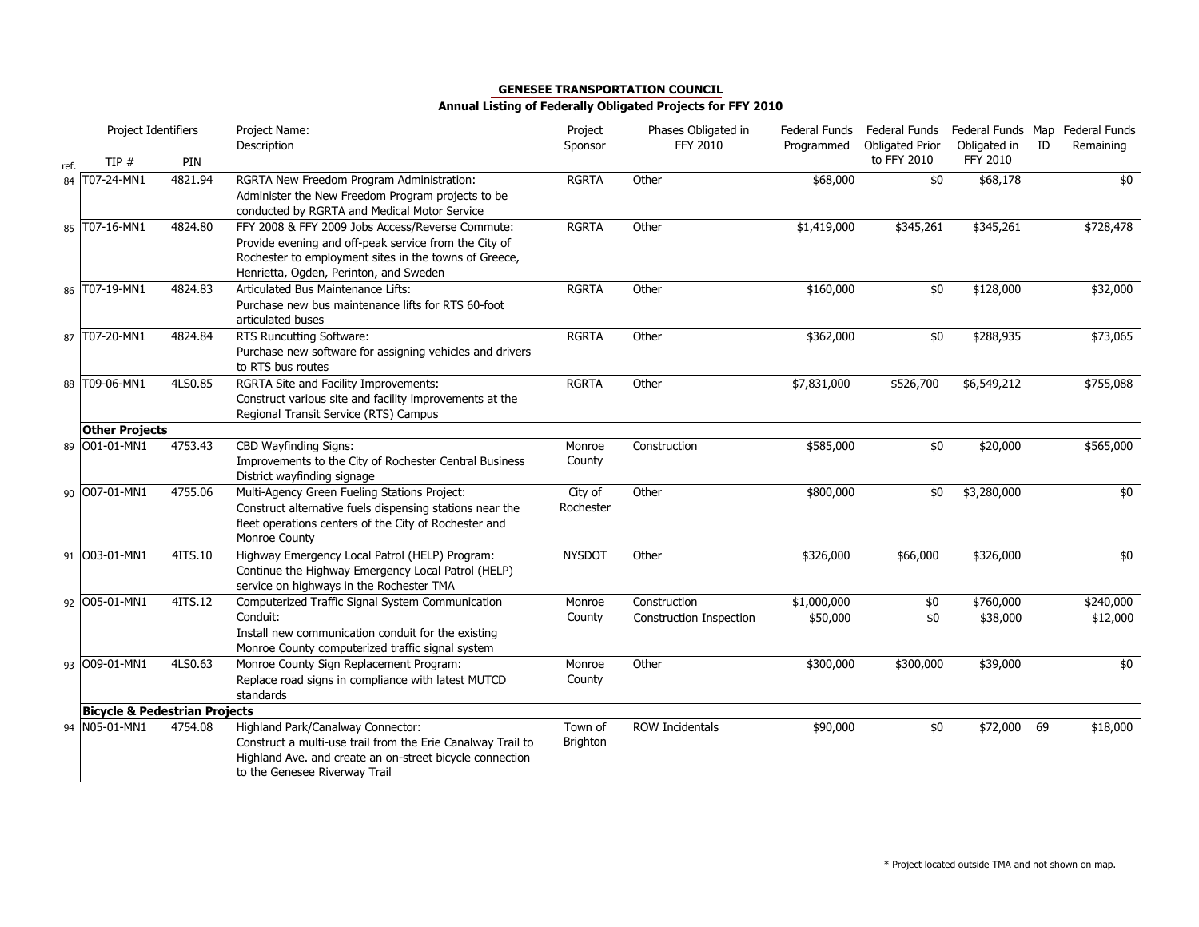**GENESEE TRANSPORTATION COUNCIL**

**Annual Listing of Federally Obligated Projects for FFY 2010**

| ref. | Project Identifiers TIP # | PIN | Project Name: Description | Project Sponsor | Phases Obligated in FFY 2010 | Federal Funds Programmed | Federal Funds Obligated Prior to FFY 2010 | Federal Funds Obligated in FFY 2010 | Map ID | Federal Funds Remaining |
|---|---|---|---|---|---|---|---|---|---|---|
| 84 | T07-24-MN1 | 4821.94 | RGRTA New Freedom Program Administration: Administer the New Freedom Program projects to be conducted by RGRTA and Medical Motor Service | RGRTA | Other | $68,000 | $0 | $68,178 | | $0 |
| 85 | T07-16-MN1 | 4824.80 | FFY 2008 & FFY 2009 Jobs Access/Reverse Commute: Provide evening and off-peak service from the City of Rochester to employment sites in the towns of Greece, Henrietta, Ogden, Perinton, and Sweden | RGRTA | Other | $1,419,000 | $345,261 | $345,261 | | $728,478 |
| 86 | T07-19-MN1 | 4824.83 | Articulated Bus Maintenance Lifts: Purchase new bus maintenance lifts for RTS 60-foot articulated buses | RGRTA | Other | $160,000 | $0 | $128,000 | | $32,000 |
| 87 | T07-20-MN1 | 4824.84 | RTS Runcutting Software: Purchase new software for assigning vehicles and drivers to RTS bus routes | RGRTA | Other | $362,000 | $0 | $288,935 | | $73,065 |
| 88 | T09-06-MN1 | 4LS0.85 | RGRTA Site and Facility Improvements: Construct various site and facility improvements at the Regional Transit Service (RTS) Campus | RGRTA | Other | $7,831,000 | $526,700 | $6,549,212 | | $755,088 |
| | **Other Projects** | | | | | | | | | |
| 89 | O01-01-MN1 | 4753.43 | CBD Wayfinding Signs: Improvements to the City of Rochester Central Business District wayfinding signage | Monroe County | Construction | $585,000 | $0 | $20,000 | | $565,000 |
| 90 | O07-01-MN1 | 4755.06 | Multi-Agency Green Fueling Stations Project: Construct alternative fuels dispensing stations near the fleet operations centers of the City of Rochester and Monroe County | City of Rochester | Other | $800,000 | $0 | $3,280,000 | | $0 |
| 91 | O03-01-MN1 | 4ITS.10 | Highway Emergency Local Patrol (HELP) Program: Continue the Highway Emergency Local Patrol (HELP) service on highways in the Rochester TMA | NYSDOT | Other | $326,000 | $66,000 | $326,000 | | $0 |
| 92 | O05-01-MN1 | 4ITS.12 | Computerized Traffic Signal System Communication Conduit: Install new communication conduit for the existing Monroe County computerized traffic signal system | Monroe County | Construction | $1,000,000 | $0 | $760,000 | | $240,000 |
| | | | | | Construction Inspection | $50,000 | $0 | $38,000 | | $12,000 |
| 93 | O09-01-MN1 | 4LS0.63 | Monroe County Sign Replacement Program: Replace road signs in compliance with latest MUTCD standards | Monroe County | Other | $300,000 | $300,000 | $39,000 | | $0 |
| | **Bicycle & Pedestrian Projects** | | | | | | | | | |
| 94 | N05-01-MN1 | 4754.08 | Highland Park/Canalway Connector: Construct a multi-use trail from the Erie Canalway Trail to Highland Ave. and create an on-street bicycle connection to the Genesee Riverway Trail | Town of Brighton | ROW Incidentals | $90,000 | $0 | $72,000 | 69 | $18,000 |

\* Project located outside TMA and not shown on map.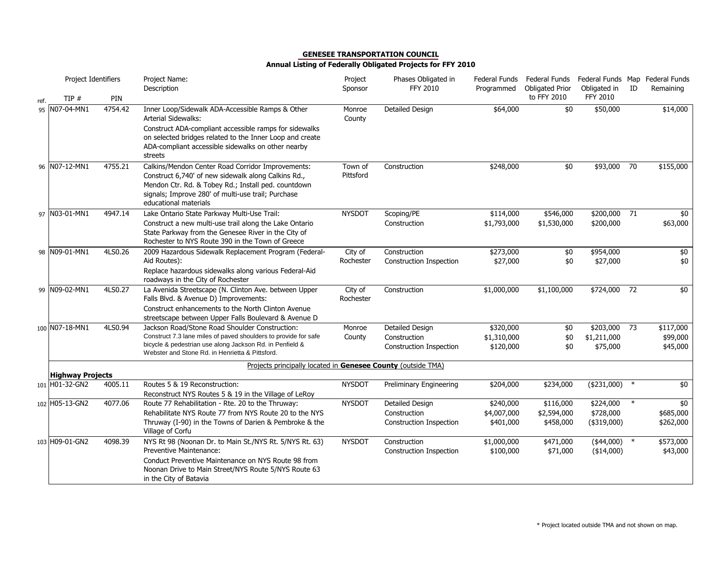**GENESEE TRANSPORTATION COUNCIL**

**Annual Listing of Federally Obligated Projects for FFY 2010**

| ref. | Project Identifiers TIP # | PIN | Project Name: Description | Project Sponsor | Phases Obligated in FFY 2010 | Federal Funds Programmed | Federal Funds Obligated Prior to FFY 2010 | Federal Funds Obligated in FFY 2010 | Map ID | Federal Funds Remaining |
|---|---|---|---|---|---|---|---|---|---|---|
| 95 | N07-04-MN1 | 4754.42 | Inner Loop/Sidewalk ADA-Accessible Ramps & Other Arterial Sidewalks: Construct ADA-compliant accessible ramps for sidewalks on selected bridges related to the Inner Loop and create ADA-compliant accessible sidewalks on other nearby streets | Monroe County | Detailed Design | $64,000 | $0 | $50,000 | | $14,000 |
| 96 | N07-12-MN1 | 4755.21 | Calkins/Mendon Center Road Corridor Improvements: Construct 6,740' of new sidewalk along Calkins Rd., Mendon Ctr. Rd. & Tobey Rd.; Install ped. countdown signals; Improve 280' of multi-use trail; Purchase educational materials | Town of Pittsford | Construction | $248,000 | $0 | $93,000 | 70 | $155,000 |
| 97 | N03-01-MN1 | 4947.14 | Lake Ontario State Parkway Multi-Use Trail: Construct a new multi-use trail along the Lake Ontario State Parkway from the Genesee River in the City of Rochester to NYS Route 390 in the Town of Greece | NYSDOT | Scoping/PE | $114,000 | $546,000 | $200,000 | 71 | $0 |
| | | | | | Construction | $1,793,000 | $1,530,000 | $200,000 | | $63,000 |
| 98 | N09-01-MN1 | 4LS0.26 | 2009 Hazardous Sidewalk Replacement Program (Federal-Aid Routes): Replace hazardous sidewalks along various Federal-Aid roadways in the City of Rochester | City of Rochester | Construction | $273,000 | $0 | $954,000 | | $0 |
| | | | | | Construction Inspection | $27,000 | $0 | $27,000 | | $0 |
| 99 | N09-02-MN1 | 4LS0.27 | La Avenida Streetscape (N. Clinton Ave. between Upper Falls Blvd. & Avenue D) Improvements: Construct enhancements to the North Clinton Avenue streetscape between Upper Falls Boulevard & Avenue D | City of Rochester | Construction | $1,000,000 | $1,100,000 | $724,000 | 72 | $0 |
| 100 | N07-18-MN1 | 4LS0.94 | Jackson Road/Stone Road Shoulder Construction: Construct 7.3 lane miles of paved shoulders to provide for safe bicycle & pedestrian use along Jackson Rd. in Penfield & Webster and Stone Rd. in Henrietta & Pittsford. | Monroe County | Detailed Design | $320,000 | $0 | $203,000 | 73 | $117,000 |
| | | | | | Construction | $1,310,000 | $0 | $1,211,000 | | $99,000 |
| | | | | | Construction Inspection | $120,000 | $0 | $75,000 | | $45,000 |
| | | | Projects principally located in **Genesee County** (outside TMA) | | | | | | | |
| | **Highway Projects** | | | | | | | | | |
| 101 | H01-32-GN2 | 4005.11 | Routes 5 & 19 Reconstruction: Reconstruct NYS Routes 5 & 19 in the Village of LeRoy | NYSDOT | Preliminary Engineering | $204,000 | $234,000 | ($231,000) | * | $0 |
| 102 | H05-13-GN2 | 4077.06 | Route 77 Rehabilitation - Rte. 20 to the Thruway: Rehabilitate NYS Route 77 from NYS Route 20 to the NYS Thruway (I-90) in the Towns of Darien & Pembroke & the Village of Corfu | NYSDOT | Detailed Design | $240,000 | $116,000 | $224,000 | * | $0 |
| | | | | | Construction | $4,007,000 | $2,594,000 | $728,000 | | $685,000 |
| | | | | | Construction Inspection | $401,000 | $458,000 | ($319,000) | | $262,000 |
| 103 | H09-01-GN2 | 4098.39 | NYS Rt 98 (Noonan Dr. to Main St./NYS Rt. 5/NYS Rt. 63) Preventive Maintenance: Conduct Preventive Maintenance on NYS Route 98 from Noonan Drive to Main Street/NYS Route 5/NYS Route 63 in the City of Batavia | NYSDOT | Construction | $1,000,000 | $471,000 | ($44,000) | * | $573,000 |
| | | | | | Construction Inspection | $100,000 | $71,000 | ($14,000) | | $43,000 |

\* Project located outside TMA and not shown on map.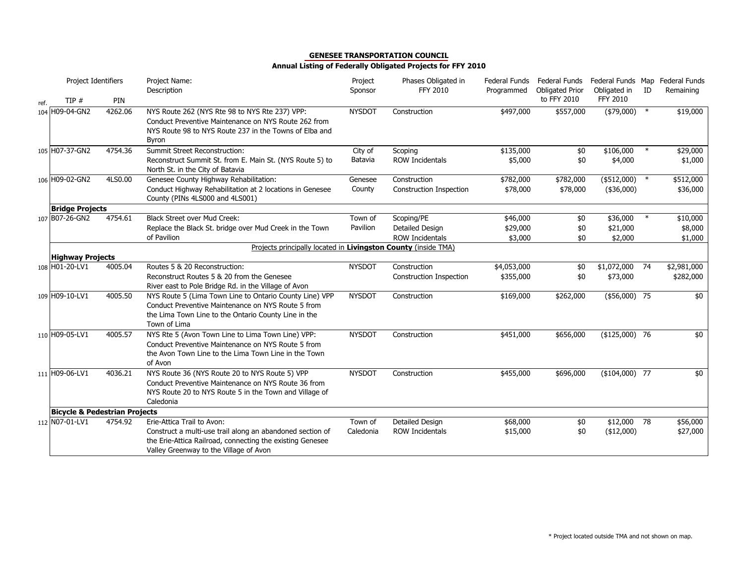**GENESEE TRANSPORTATION COUNCIL**

**Annual Listing of Federally Obligated Projects for FFY 2010**

| ref. | Project Identifiers TIP # | PIN | Project Name: Description | Project Sponsor | Phases Obligated in FFY 2010 | Federal Funds Programmed | Federal Funds Obligated Prior to FFY 2010 | Federal Funds Obligated in FFY 2010 | Map ID | Federal Funds Remaining |
|---|---|---|---|---|---|---|---|---|---|---|
| 104 | H09-04-GN2 | 4262.06 | NYS Route 262 (NYS Rte 98 to NYS Rte 237) VPP: Conduct Preventive Maintenance on NYS Route 262 from NYS Route 98 to NYS Route 237 in the Towns of Elba and Byron | NYSDOT | Construction | $497,000 | $557,000 | ($79,000) | * | $19,000 |
| 105 | H07-37-GN2 | 4754.36 | Summit Street Reconstruction: Reconstruct Summit St. from E. Main St. (NYS Route 5) to North St. in the City of Batavia | City of Batavia | Scoping | $135,000 | $0 | $106,000 | * | $29,000 |
| | | | | | ROW Incidentals | $5,000 | $0 | $4,000 | | $1,000 |
| 106 | H09-02-GN2 | 4LS0.00 | Genesee County Highway Rehabilitation: Conduct Highway Rehabilitation at 2 locations in Genesee County (PINs 4LS000 and 4LS001) | Genesee County | Construction | $782,000 | $782,000 | ($512,000) | * | $512,000 |
| | | | | | Construction Inspection | $78,000 | $78,000 | ($36,000) | | $36,000 |
| | **Bridge Projects** | | | | | | | | | |
| 107 | B07-26-GN2 | 4754.61 | Black Street over Mud Creek: Replace the Black St. bridge over Mud Creek in the Town of Pavilion | Town of Pavilion | Scoping/PE | $46,000 | $0 | $36,000 | * | $10,000 |
| | | | | | Detailed Design | $29,000 | $0 | $21,000 | | $8,000 |
| | | | | | ROW Incidentals | $3,000 | $0 | $2,000 | | $1,000 |
| | | | Projects principally located in **Livingston County** (inside TMA) | | | | | | | |
| | **Highway Projects** | | | | | | | | | |
| 108 | H01-20-LV1 | 4005.04 | Routes 5 & 20 Reconstruction: Reconstruct Routes 5 & 20 from the Genesee River east to Pole Bridge Rd. in the Village of Avon | NYSDOT | Construction | $4,053,000 | $0 | $1,072,000 | 74 | $2,981,000 |
| | | | | | Construction Inspection | $355,000 | $0 | $73,000 | | $282,000 |
| 109 | H09-10-LV1 | 4005.50 | NYS Route 5 (Lima Town Line to Ontario County Line) VPP Conduct Preventive Maintenance on NYS Route 5 from the Lima Town Line to the Ontario County Line in the Town of Lima | NYSDOT | Construction | $169,000 | $262,000 | ($56,000) | 75 | $0 |
| 110 | H09-05-LV1 | 4005.57 | NYS Rte 5 (Avon Town Line to Lima Town Line) VPP: Conduct Preventive Maintenance on NYS Route 5 from the Avon Town Line to the Lima Town Line in the Town of Avon | NYSDOT | Construction | $451,000 | $656,000 | ($125,000) | 76 | $0 |
| 111 | H09-06-LV1 | 4036.21 | NYS Route 36 (NYS Route 20 to NYS Route 5) VPP Conduct Preventive Maintenance on NYS Route 36 from NYS Route 20 to NYS Route 5 in the Town and Village of Caledonia | NYSDOT | Construction | $455,000 | $696,000 | ($104,000) | 77 | $0 |
| | **Bicycle & Pedestrian Projects** | | | | | | | | | |
| 112 | N07-01-LV1 | 4754.92 | Erie-Attica Trail to Avon: Construct a multi-use trail along an abandoned section of the Erie-Attica Railroad, connecting the existing Genesee Valley Greenway to the Village of Avon | Town of Caledonia | Detailed Design | $68,000 | $0 | $12,000 | 78 | $56,000 |
| | | | | | ROW Incidentals | $15,000 | $0 | ($12,000) | | $27,000 |

* Project located outside TMA and not shown on map.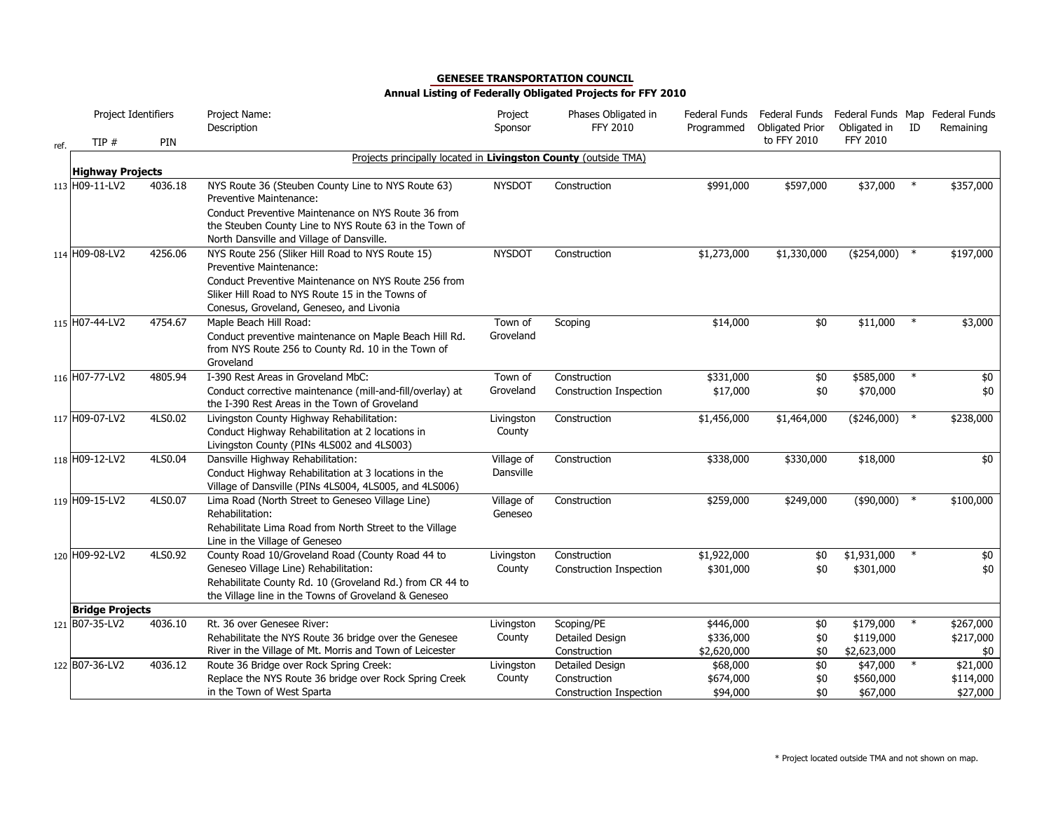## GENESEE TRANSPORTATION COUNCIL

**Annual Listing of Federally Obligated Projects for FFY 2010**

| ref. | Project Identifiers TIP # | PIN | Project Name: Description | Project Sponsor | Phases Obligated in FFY 2010 | Federal Funds Programmed | Federal Funds Obligated Prior to FFY 2010 | Federal Funds Obligated in FFY 2010 | Map ID | Federal Funds Remaining |
|---|---|---|---|---|---|---|---|---|---|---|
| | | | Projects principally located in **Livingston County** (outside TMA) | | | | | | | |
| | **Highway Projects** | | | | | | | | | |
| 113 | H09-11-LV2 | 4036.18 | NYS Route 36 (Steuben County Line to NYS Route 63) Preventive Maintenance: Conduct Preventive Maintenance on NYS Route 36 from the Steuben County Line to NYS Route 63 in the Town of North Dansville and Village of Dansville. | NYSDOT | Construction | $991,000 | $597,000 | $37,000 | * | $357,000 |
| 114 | H09-08-LV2 | 4256.06 | NYS Route 256 (Sliker Hill Road to NYS Route 15) Preventive Maintenance: Conduct Preventive Maintenance on NYS Route 256 from Sliker Hill Road to NYS Route 15 in the Towns of Conesus, Groveland, Geneseo, and Livonia | NYSDOT | Construction | $1,273,000 | $1,330,000 | ($254,000) | * | $197,000 |
| 115 | H07-44-LV2 | 4754.67 | Maple Beach Hill Road: Conduct preventive maintenance on Maple Beach Hill Rd. from NYS Route 256 to County Rd. 10 in the Town of Groveland | Town of Groveland | Scoping | $14,000 | $0 | $11,000 | * | $3,000 |
| 116 | H07-77-LV2 | 4805.94 | I-390 Rest Areas in Groveland MbC: Conduct corrective maintenance (mill-and-fill/overlay) at the I-390 Rest Areas in the Town of Groveland | Town of Groveland | Construction | $331,000 | $0 | $585,000 | * | $0 |
| | | | | | Construction Inspection | $17,000 | $0 | $70,000 | | $0 |
| 117 | H09-07-LV2 | 4LS0.02 | Livingston County Highway Rehabilitation: Conduct Highway Rehabilitation at 2 locations in Livingston County (PINs 4LS002 and 4LS003) | Livingston County | Construction | $1,456,000 | $1,464,000 | ($246,000) | * | $238,000 |
| 118 | H09-12-LV2 | 4LS0.04 | Dansville Highway Rehabilitation: Conduct Highway Rehabilitation at 3 locations in the Village of Dansville (PINs 4LS004, 4LS005, and 4LS006) | Village of Dansville | Construction | $338,000 | $330,000 | $18,000 | | $0 |
| 119 | H09-15-LV2 | 4LS0.07 | Lima Road (North Street to Geneseo Village Line) Rehabilitation: Rehabilitate Lima Road from North Street to the Village Line in the Village of Geneseo | Village of Geneseo | Construction | $259,000 | $249,000 | ($90,000) | * | $100,000 |
| 120 | H09-92-LV2 | 4LS0.92 | County Road 10/Groveland Road (County Road 44 to Geneseo Village Line) Rehabilitation: Rehabilitate County Rd. 10 (Groveland Rd.) from CR 44 to the Village line in the Towns of Groveland & Geneseo | Livingston County | Construction | $1,922,000 | $0 | $1,931,000 | * | $0 |
| | | | | | Construction Inspection | $301,000 | $0 | $301,000 | | $0 |
| | **Bridge Projects** | | | | | | | | | |
| 121 | B07-35-LV2 | 4036.10 | Rt. 36 over Genesee River: Rehabilitate the NYS Route 36 bridge over the Genesee River in the Village of Mt. Morris and Town of Leicester | Livingston County | Scoping/PE | $446,000 | $0 | $179,000 | * | $267,000 |
| | | | | | Detailed Design | $336,000 | $0 | $119,000 | | $217,000 |
| | | | | | Construction | $2,620,000 | $0 | $2,623,000 | | $0 |
| 122 | B07-36-LV2 | 4036.12 | Route 36 Bridge over Rock Spring Creek: Replace the NYS Route 36 bridge over Rock Spring Creek in the Town of West Sparta | Livingston County | Detailed Design | $68,000 | $0 | $47,000 | * | $21,000 |
| | | | | | Construction | $674,000 | $0 | $560,000 | | $114,000 |
| | | | | | Construction Inspection | $94,000 | $0 | $67,000 | | $27,000 |

\* Project located outside TMA and not shown on map.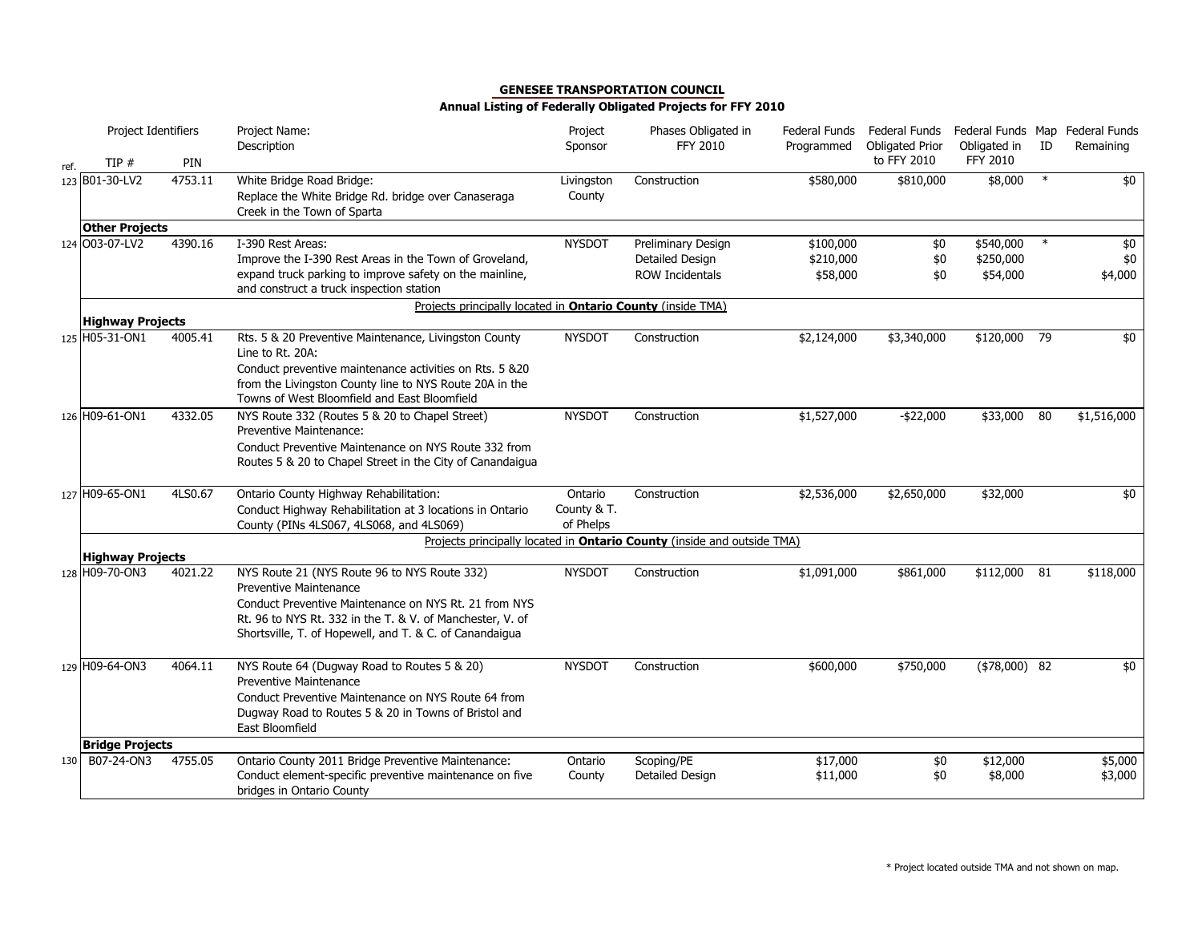## GENESEE TRANSPORTATION COUNCIL

**Annual Listing of Federally Obligated Projects for FFY 2010**

| ref. | TIP # | PIN | Project Name: Description | Project Sponsor | Phases Obligated in FFY 2010 | Federal Funds Programmed | Federal Funds Obligated Prior to FFY 2010 | Federal Funds Obligated in FFY 2010 | Map ID | Federal Funds Remaining |
|---|---|---|---|---|---|---|---|---|---|---|
| 123 | B01-30-LV2 | 4753.11 | White Bridge Road Bridge: Replace the White Bridge Rd. bridge over Canaseraga Creek in the Town of Sparta | Livingston County | Construction | $580,000 | $810,000 | $8,000 | * | $0 |
| | **Other Projects** | | | | | | | | | |
| 124 | O03-07-LV2 | 4390.16 | I-390 Rest Areas: Improve the I-390 Rest Areas in the Town of Groveland, expand truck parking to improve safety on the mainline, and construct a truck inspection station | NYSDOT | Preliminary Design | $100,000 | $0 | $540,000 | * | $0 |
| | | | | | Detailed Design | $210,000 | $0 | $250,000 | | $0 |
| | | | | | ROW Incidentals | $58,000 | $0 | $54,000 | | $4,000 |
| | | | Projects principally located in **Ontario County** (inside TMA) | | | | | | | |
| | **Highway Projects** | | | | | | | | | |
| 125 | H05-31-ON1 | 4005.41 | Rts. 5 & 20 Preventive Maintenance, Livingston County Line to Rt. 20A: Conduct preventive maintenance activities on Rts. 5 &20 from the Livingston County line to NYS Route 20A in the Towns of West Bloomfield and East Bloomfield | NYSDOT | Construction | $2,124,000 | $3,340,000 | $120,000 | 79 | $0 |
| 126 | H09-61-ON1 | 4332.05 | NYS Route 332 (Routes 5 & 20 to Chapel Street) Preventive Maintenance: Conduct Preventive Maintenance on NYS Route 332 from Routes 5 & 20 to Chapel Street in the City of Canandaigua | NYSDOT | Construction | $1,527,000 | -$22,000 | $33,000 | 80 | $1,516,000 |
| 127 | H09-65-ON1 | 4LS0.67 | Ontario County Highway Rehabilitation: Conduct Highway Rehabilitation at 3 locations in Ontario County (PINs 4LS067, 4LS068, and 4LS069) | Ontario County & T. of Phelps | Construction | $2,536,000 | $2,650,000 | $32,000 | | $0 |
| | | | Projects principally located in **Ontario County** (inside and outside TMA) | | | | | | | |
| | **Highway Projects** | | | | | | | | | |
| 128 | H09-70-ON3 | 4021.22 | NYS Route 21 (NYS Route 96 to NYS Route 332) Preventive Maintenance Conduct Preventive Maintenance on NYS Rt. 21 from NYS Rt. 96 to NYS Rt. 332 in the T. & V. of Manchester, V. of Shortsville, T. of Hopewell, and T. & C. of Canandaigua | NYSDOT | Construction | $1,091,000 | $861,000 | $112,000 | 81 | $118,000 |
| 129 | H09-64-ON3 | 4064.11 | NYS Route 64 (Dugway Road to Routes 5 & 20) Preventive Maintenance Conduct Preventive Maintenance on NYS Route 64 from Dugway Road to Routes 5 & 20 in Towns of Bristol and East Bloomfield | NYSDOT | Construction | $600,000 | $750,000 | ($78,000) | 82 | $0 |
| | **Bridge Projects** | | | | | | | | | |
| 130 | B07-24-ON3 | 4755.05 | Ontario County 2011 Bridge Preventive Maintenance: Conduct element-specific preventive maintenance on five bridges in Ontario County | Ontario County | Scoping/PE | $17,000 | $0 | $12,000 | | $5,000 |
| | | | | | Detailed Design | $11,000 | $0 | $8,000 | | $3,000 |

* Project located outside TMA and not shown on map.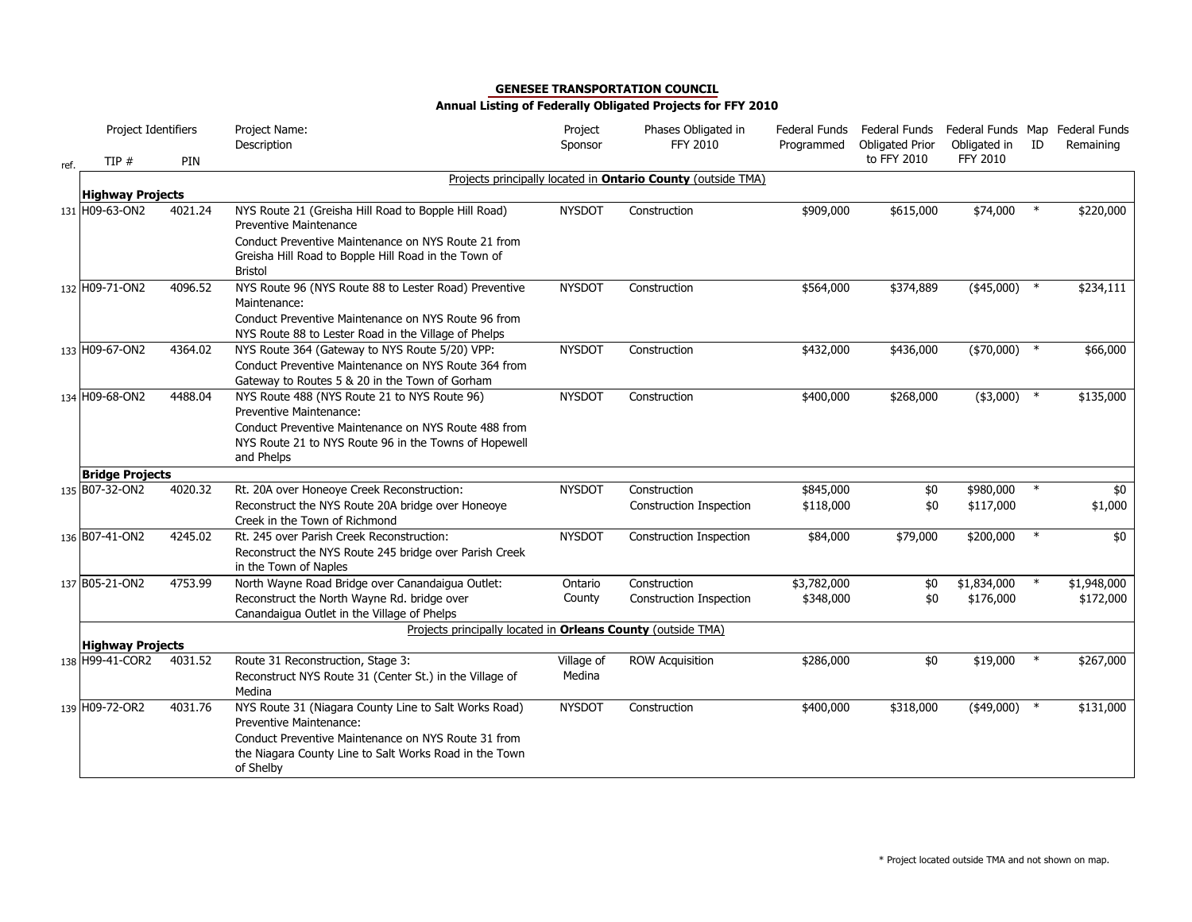## GENESEE TRANSPORTATION COUNCIL

### Annual Listing of Federally Obligated Projects for FFY 2010

| ref. | Project Identifiers TIP # | PIN | Project Name: Description | Project Sponsor | Phases Obligated in FFY 2010 | Federal Funds Programmed | Federal Funds Obligated Prior to FFY 2010 | Federal Funds Obligated in FFY 2010 | Map ID | Federal Funds Remaining |
|---|---|---|---|---|---|---|---|---|---|---|
| | | | Projects principally located in **Ontario County** (outside TMA) | | | | | | | |
| | **Highway Projects** | | | | | | | | | |
| 131 | H09-63-ON2 | 4021.24 | NYS Route 21 (Greisha Hill Road to Bopple Hill Road) Preventive Maintenance<br>Conduct Preventive Maintenance on NYS Route 21 from Greisha Hill Road to Bopple Hill Road in the Town of Bristol | NYSDOT | Construction | $909,000 | $615,000 | $74,000 | * | $220,000 |
| 132 | H09-71-ON2 | 4096.52 | NYS Route 96 (NYS Route 88 to Lester Road) Preventive Maintenance:<br>Conduct Preventive Maintenance on NYS Route 96 from NYS Route 88 to Lester Road in the Village of Phelps | NYSDOT | Construction | $564,000 | $374,889 | ($45,000) | * | $234,111 |
| 133 | H09-67-ON2 | 4364.02 | NYS Route 364 (Gateway to NYS Route 5/20) VPP:<br>Conduct Preventive Maintenance on NYS Route 364 from Gateway to Routes 5 & 20 in the Town of Gorham | NYSDOT | Construction | $432,000 | $436,000 | ($70,000) | * | $66,000 |
| 134 | H09-68-ON2 | 4488.04 | NYS Route 488 (NYS Route 21 to NYS Route 96) Preventive Maintenance:<br>Conduct Preventive Maintenance on NYS Route 488 from NYS Route 21 to NYS Route 96 in the Towns of Hopewell and Phelps | NYSDOT | Construction | $400,000 | $268,000 | ($3,000) | * | $135,000 |
| | **Bridge Projects** | | | | | | | | | |
| 135 | B07-32-ON2 | 4020.32 | Rt. 20A over Honeoye Creek Reconstruction:<br>Reconstruct the NYS Route 20A bridge over Honeoye Creek in the Town of Richmond | NYSDOT | Construction<br>Construction Inspection | $845,000<br>$118,000 | $0<br>$0 | $980,000<br>$117,000 | * | $0<br>$1,000 |
| 136 | B07-41-ON2 | 4245.02 | Rt. 245 over Parish Creek Reconstruction:<br>Reconstruct the NYS Route 245 bridge over Parish Creek in the Town of Naples | NYSDOT | Construction Inspection | $84,000 | $79,000 | $200,000 | * | $0 |
| 137 | B05-21-ON2 | 4753.99 | North Wayne Road Bridge over Canandaigua Outlet:<br>Reconstruct the North Wayne Rd. bridge over Canandaigua Outlet in the Village of Phelps | Ontario County | Construction<br>Construction Inspection | $3,782,000<br>$348,000 | $0<br>$0 | $1,834,000<br>$176,000 | * | $1,948,000<br>$172,000 |
| | | | Projects principally located in **Orleans County** (outside TMA) | | | | | | | |
| | **Highway Projects** | | | | | | | | | |
| 138 | H99-41-COR2 | 4031.52 | Route 31 Reconstruction, Stage 3:<br>Reconstruct NYS Route 31 (Center St.) in the Village of Medina | Village of Medina | ROW Acquisition | $286,000 | $0 | $19,000 | * | $267,000 |
| 139 | H09-72-OR2 | 4031.76 | NYS Route 31 (Niagara County Line to Salt Works Road) Preventive Maintenance:<br>Conduct Preventive Maintenance on NYS Route 31 from the Niagara County Line to Salt Works Road in the Town of Shelby | NYSDOT | Construction | $400,000 | $318,000 | ($49,000) | * | $131,000 |

* Project located outside TMA and not shown on map.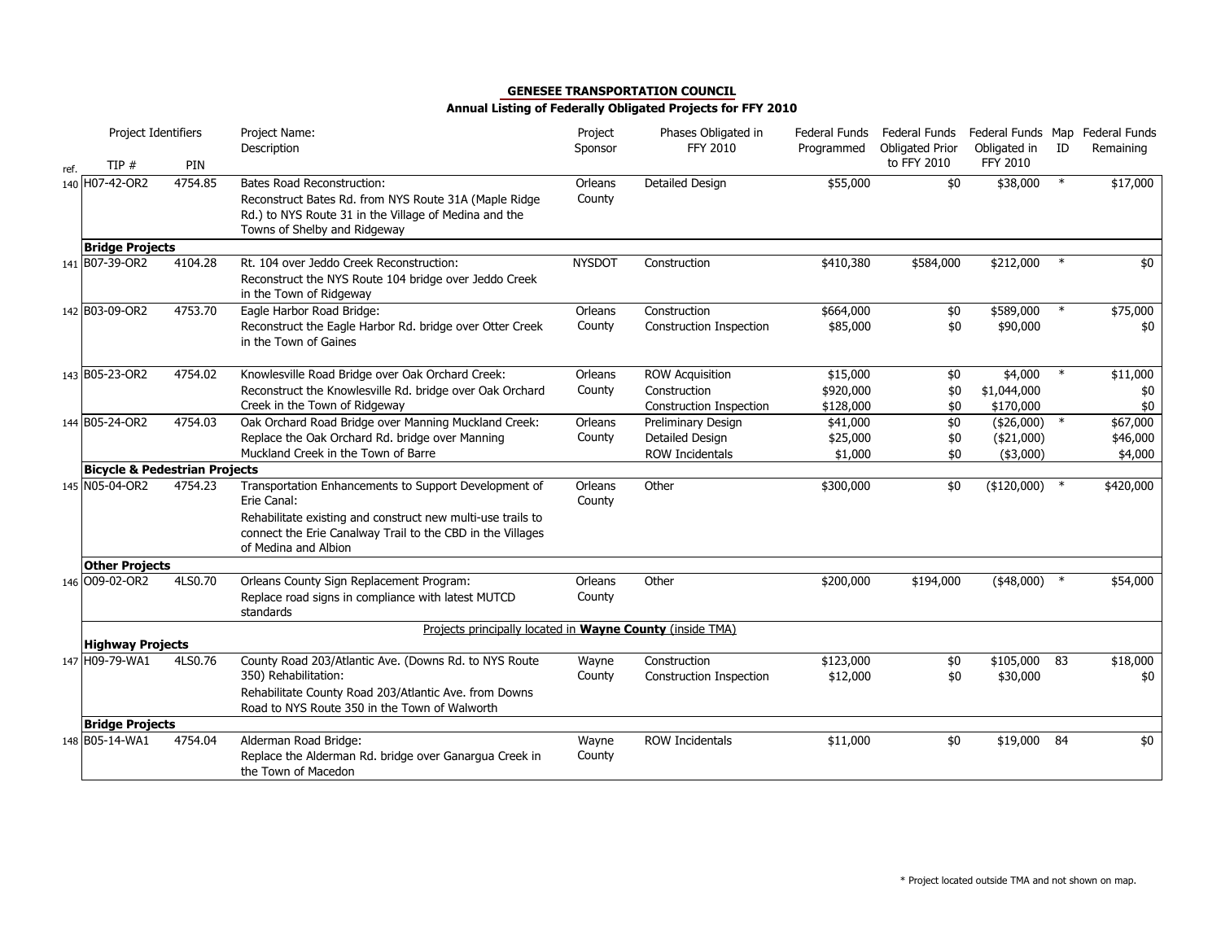## GENESEE TRANSPORTATION COUNCIL

### Annual Listing of Federally Obligated Projects for FFY 2010

| ref. | TIP # | PIN | Project Name: Description | Project Sponsor | Phases Obligated in FFY 2010 | Federal Funds Programmed | Federal Funds Obligated Prior to FFY 2010 | Federal Funds Obligated in FFY 2010 | Map ID | Federal Funds Remaining |
|---|---|---|---|---|---|---|---|---|---|---|
| 140 | H07-42-OR2 | 4754.85 | Bates Road Reconstruction: Reconstruct Bates Rd. from NYS Route 31A (Maple Ridge Rd.) to NYS Route 31 in the Village of Medina and the Towns of Shelby and Ridgeway | Orleans County | Detailed Design | $55,000 | $0 | $38,000 | * | $17,000 |
| | **Bridge Projects** | | | | | | | | | |
| 141 | B07-39-OR2 | 4104.28 | Rt. 104 over Jeddo Creek Reconstruction: Reconstruct the NYS Route 104 bridge over Jeddo Creek in the Town of Ridgeway | NYSDOT | Construction | $410,380 | $584,000 | $212,000 | * | $0 |
| 142 | B03-09-OR2 | 4753.70 | Eagle Harbor Road Bridge: Reconstruct the Eagle Harbor Rd. bridge over Otter Creek in the Town of Gaines | Orleans County | Construction | $664,000 | $0 | $589,000 | * | $75,000 |
| | | | | | Construction Inspection | $85,000 | $0 | $90,000 | | $0 |
| 143 | B05-23-OR2 | 4754.02 | Knowlesville Road Bridge over Oak Orchard Creek: Reconstruct the Knowlesville Rd. bridge over Oak Orchard Creek in the Town of Ridgeway | Orleans County | ROW Acquisition | $15,000 | $0 | $4,000 | * | $11,000 |
| | | | | | Construction | $920,000 | $0 | $1,044,000 | | $0 |
| | | | | | Construction Inspection | $128,000 | $0 | $170,000 | | $0 |
| 144 | B05-24-OR2 | 4754.03 | Oak Orchard Road Bridge over Manning Muckland Creek: Replace the Oak Orchard Rd. bridge over Manning Muckland Creek in the Town of Barre | Orleans County | Preliminary Design | $41,000 | $0 | ($26,000) | * | $67,000 |
| | | | | | Detailed Design | $25,000 | $0 | ($21,000) | | $46,000 |
| | | | | | ROW Incidentals | $1,000 | $0 | ($3,000) | | $4,000 |
| | **Bicycle & Pedestrian Projects** | | | | | | | | | |
| 145 | N05-04-OR2 | 4754.23 | Transportation Enhancements to Support Development of Erie Canal: Rehabilitate existing and construct new multi-use trails to connect the Erie Canalway Trail to the CBD in the Villages of Medina and Albion | Orleans County | Other | $300,000 | $0 | ($120,000) | * | $420,000 |
| | **Other Projects** | | | | | | | | | |
| 146 | O09-02-OR2 | 4LS0.70 | Orleans County Sign Replacement Program: Replace road signs in compliance with latest MUTCD standards | Orleans County | Other | $200,000 | $194,000 | ($48,000) | * | $54,000 |
| | | | Projects principally located in **Wayne County** (inside TMA) | | | | | | | |
| | **Highway Projects** | | | | | | | | | |
| 147 | H09-79-WA1 | 4LS0.76 | County Road 203/Atlantic Ave. (Downs Rd. to NYS Route 350) Rehabilitation: Rehabilitate County Road 203/Atlantic Ave. from Downs Road to NYS Route 350 in the Town of Walworth | Wayne County | Construction | $123,000 | $0 | $105,000 | 83 | $18,000 |
| | | | | | Construction Inspection | $12,000 | $0 | $30,000 | | $0 |
| | **Bridge Projects** | | | | | | | | | |
| 148 | B05-14-WA1 | 4754.04 | Alderman Road Bridge: Replace the Alderman Rd. bridge over Ganargua Creek in the Town of Macedon | Wayne County | ROW Incidentals | $11,000 | $0 | $19,000 | 84 | $0 |

* Project located outside TMA and not shown on map.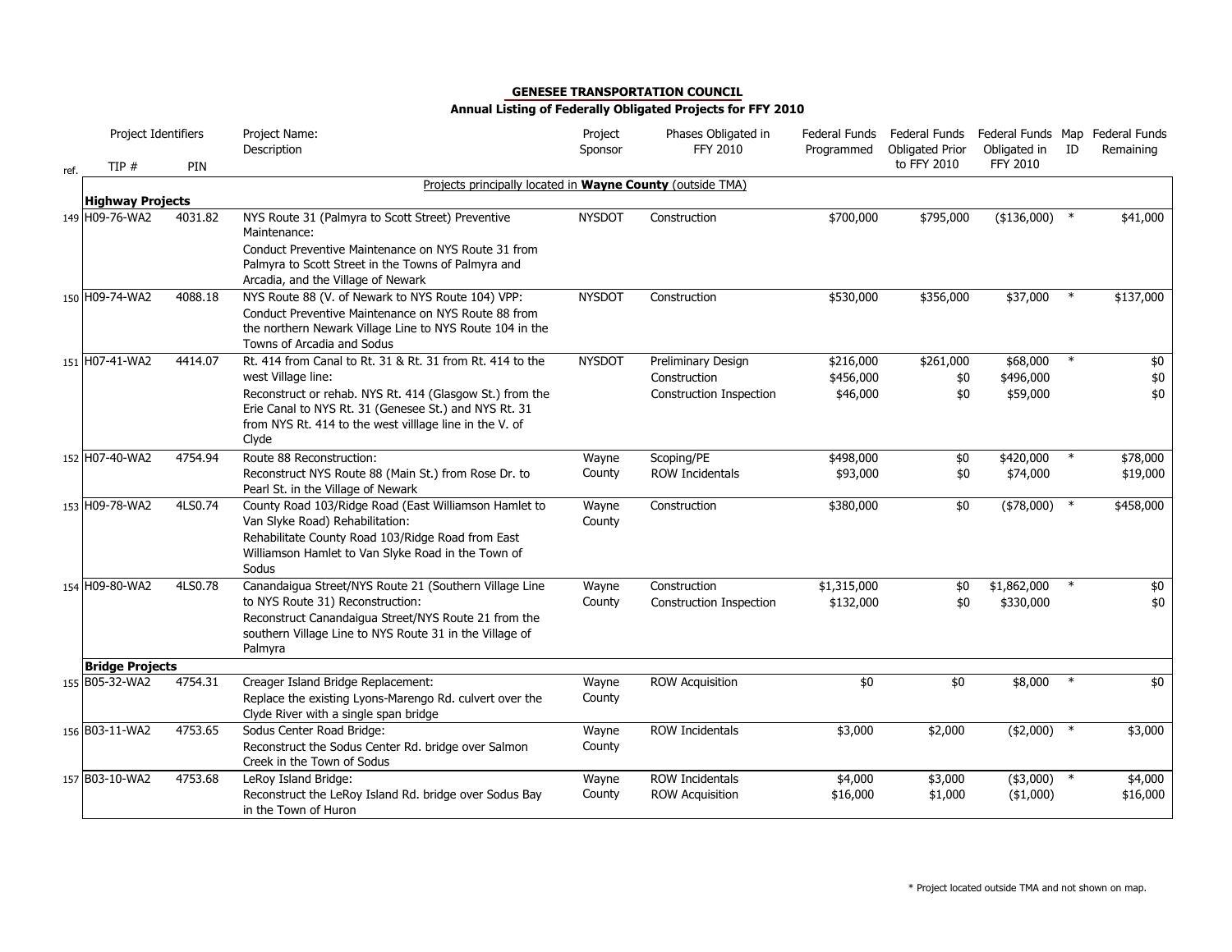## GENESEE TRANSPORTATION COUNCIL

### Annual Listing of Federally Obligated Projects for FFY 2010

| ref. | TIP # | PIN | Project Name: Description | Project Sponsor | Phases Obligated in FFY 2010 | Federal Funds Programmed | Federal Funds Obligated Prior to FFY 2010 | Federal Funds Obligated in FFY 2010 | Map ID | Federal Funds Remaining |
|---|---|---|---|---|---|---|---|---|---|---|
| | | | Projects principally located in **Wayne County** (outside TMA) | | | | | | | |
| | **Highway Projects** | | | | | | | | | |
| 149 | H09-76-WA2 | 4031.82 | NYS Route 31 (Palmyra to Scott Street) Preventive Maintenance: Conduct Preventive Maintenance on NYS Route 31 from Palmyra to Scott Street in the Towns of Palmyra and Arcadia, and the Village of Newark | NYSDOT | Construction | $700,000 | $795,000 | ($136,000) | * | $41,000 |
| 150 | H09-74-WA2 | 4088.18 | NYS Route 88 (V. of Newark to NYS Route 104) VPP: Conduct Preventive Maintenance on NYS Route 88 from the northern Newark Village Line to NYS Route 104 in the Towns of Arcadia and Sodus | NYSDOT | Construction | $530,000 | $356,000 | $37,000 | * | $137,000 |
| 151 | H07-41-WA2 | 4414.07 | Rt. 414 from Canal to Rt. 31 & Rt. 31 from Rt. 414 to the west Village line: Reconstruct or rehab. NYS Rt. 414 (Glasgow St.) from the Erie Canal to NYS Rt. 31 (Genesee St.) and NYS Rt. 31 from NYS Rt. 414 to the west villlage line in the V. of Clyde | NYSDOT | Preliminary Design | $216,000 | $261,000 | $68,000 | * | $0 |
| | | | | | Construction | $456,000 | $0 | $496,000 | | $0 |
| | | | | | Construction Inspection | $46,000 | $0 | $59,000 | | $0 |
| 152 | H07-40-WA2 | 4754.94 | Route 88 Reconstruction: Reconstruct NYS Route 88 (Main St.) from Rose Dr. to Pearl St. in the Village of Newark | Wayne County | Scoping/PE | $498,000 | $0 | $420,000 | * | $78,000 |
| | | | | | ROW Incidentals | $93,000 | $0 | $74,000 | | $19,000 |
| 153 | H09-78-WA2 | 4LS0.74 | County Road 103/Ridge Road (East Williamson Hamlet to Van Slyke Road) Rehabilitation: Rehabilitate County Road 103/Ridge Road from East Williamson Hamlet to Van Slyke Road in the Town of Sodus | Wayne County | Construction | $380,000 | $0 | ($78,000) | * | $458,000 |
| 154 | H09-80-WA2 | 4LS0.78 | Canandaigua Street/NYS Route 21 (Southern Village Line to NYS Route 31) Reconstruction: Reconstruct Canandaigua Street/NYS Route 21 from the southern Village Line to NYS Route 31 in the Village of Palmyra | Wayne County | Construction | $1,315,000 | $0 | $1,862,000 | * | $0 |
| | | | | | Construction Inspection | $132,000 | $0 | $330,000 | | $0 |
| | **Bridge Projects** | | | | | | | | | |
| 155 | B05-32-WA2 | 4754.31 | Creager Island Bridge Replacement: Replace the existing Lyons-Marengo Rd. culvert over the Clyde River with a single span bridge | Wayne County | ROW Acquisition | $0 | $0 | $8,000 | * | $0 |
| 156 | B03-11-WA2 | 4753.65 | Sodus Center Road Bridge: Reconstruct the Sodus Center Rd. bridge over Salmon Creek in the Town of Sodus | Wayne County | ROW Incidentals | $3,000 | $2,000 | ($2,000) | * | $3,000 |
| 157 | B03-10-WA2 | 4753.68 | LeRoy Island Bridge: Reconstruct the LeRoy Island Rd. bridge over Sodus Bay in the Town of Huron | Wayne County | ROW Incidentals | $4,000 | $3,000 | ($3,000) | * | $4,000 |
| | | | | | ROW Acquisition | $16,000 | $1,000 | ($1,000) | | $16,000 |

* Project located outside TMA and not shown on map.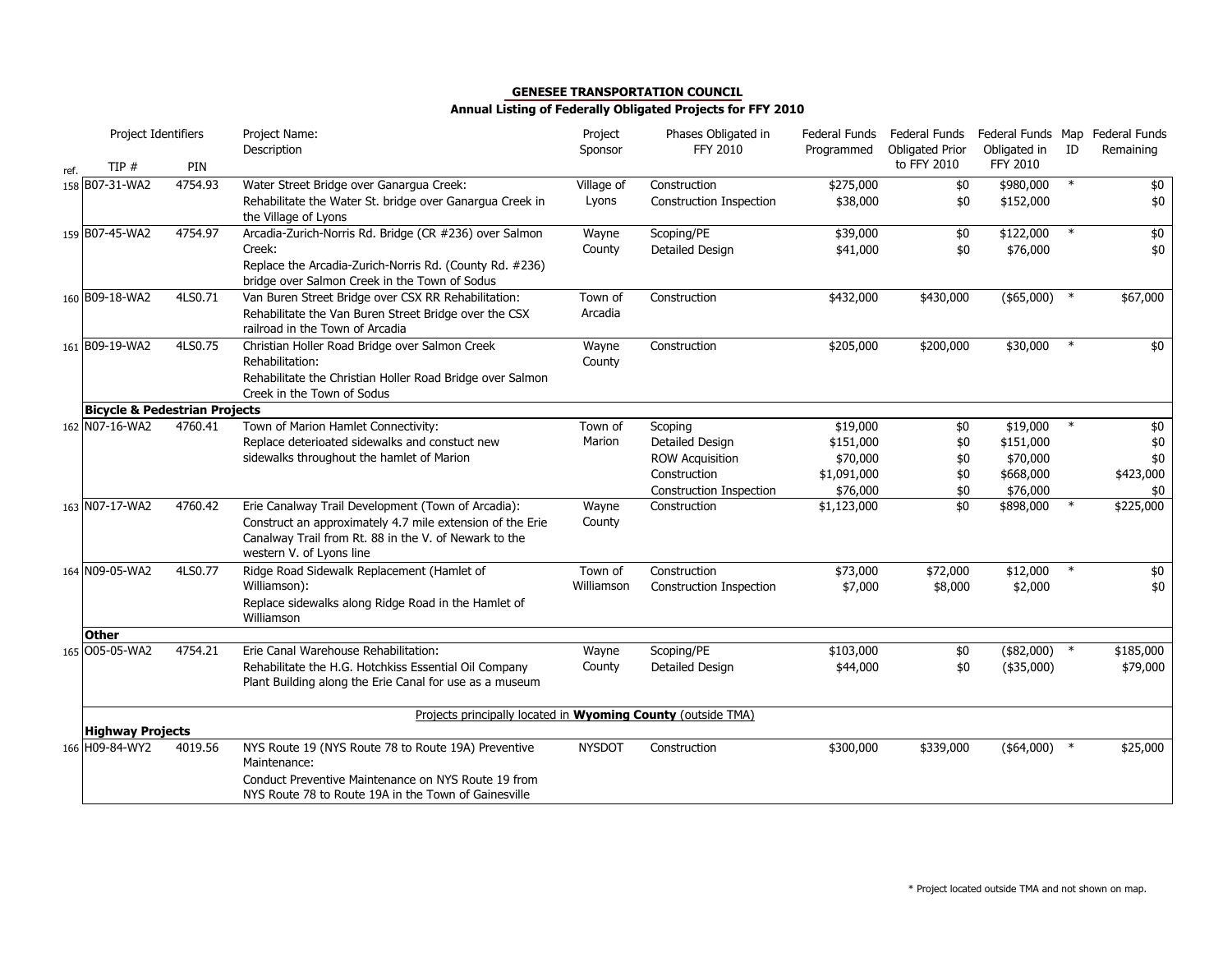**GENESEE TRANSPORTATION COUNCIL**

**Annual Listing of Federally Obligated Projects for FFY 2010**

| ref. | TIP # | PIN | Project Name: Description | Project Sponsor | Phases Obligated in FFY 2010 | Federal Funds Programmed | Federal Funds Obligated Prior to FFY 2010 | Federal Funds Obligated in FFY 2010 | Map ID | Federal Funds Remaining |
|---|---|---|---|---|---|---|---|---|---|---|
| 158 | B07-31-WA2 | 4754.93 | Water Street Bridge over Ganargua Creek: Rehabilitate the Water St. bridge over Ganargua Creek in the Village of Lyons | Village of Lyons | Construction | $275,000 | $0 | $980,000 | * | $0 |
| | | | | | Construction Inspection | $38,000 | $0 | $152,000 | | $0 |
| 159 | B07-45-WA2 | 4754.97 | Arcadia-Zurich-Norris Rd. Bridge (CR #236) over Salmon Creek: Replace the Arcadia-Zurich-Norris Rd. (County Rd. #236) bridge over Salmon Creek in the Town of Sodus | Wayne County | Scoping/PE | $39,000 | $0 | $122,000 | * | $0 |
| | | | | | Detailed Design | $41,000 | $0 | $76,000 | | $0 |
| 160 | B09-18-WA2 | 4LS0.71 | Van Buren Street Bridge over CSX RR Rehabilitation: Rehabilitate the Van Buren Street Bridge over the CSX railroad in the Town of Arcadia | Town of Arcadia | Construction | $432,000 | $430,000 | ($65,000) | * | $67,000 |
| 161 | B09-19-WA2 | 4LS0.75 | Christian Holler Road Bridge over Salmon Creek Rehabilitation: Rehabilitate the Christian Holler Road Bridge over Salmon Creek in the Town of Sodus | Wayne County | Construction | $205,000 | $200,000 | $30,000 | * | $0 |
| | **Bicycle & Pedestrian Projects** | | | | | | | | | |
| 162 | N07-16-WA2 | 4760.41 | Town of Marion Hamlet Connectivity: Replace deterioated sidewalks and constuct new sidewalks throughout the hamlet of Marion | Town of Marion | Scoping | $19,000 | $0 | $19,000 | * | $0 |
| | | | | | Detailed Design | $151,000 | $0 | $151,000 | | $0 |
| | | | | | ROW Acquisition | $70,000 | $0 | $70,000 | | $0 |
| | | | | | Construction | $1,091,000 | $0 | $668,000 | | $423,000 |
| | | | | | Construction Inspection | $76,000 | $0 | $76,000 | | $0 |
| 163 | N07-17-WA2 | 4760.42 | Erie Canalway Trail Development (Town of Arcadia): Construct an approximately 4.7 mile extension of the Erie Canalway Trail from Rt. 88 in the V. of Newark to the western V. of Lyons line | Wayne County | Construction | $1,123,000 | $0 | $898,000 | * | $225,000 |
| 164 | N09-05-WA2 | 4LS0.77 | Ridge Road Sidewalk Replacement (Hamlet of Williamson): Replace sidewalks along Ridge Road in the Hamlet of Williamson | Town of Williamson | Construction | $73,000 | $72,000 | $12,000 | * | $0 |
| | | | | | Construction Inspection | $7,000 | $8,000 | $2,000 | | $0 |
| | **Other** | | | | | | | | | |
| 165 | O05-05-WA2 | 4754.21 | Erie Canal Warehouse Rehabilitation: Rehabilitate the H.G. Hotchkiss Essential Oil Company Plant Building along the Erie Canal for use as a museum | Wayne County | Scoping/PE | $103,000 | $0 | ($82,000) | * | $185,000 |
| | | | | | Detailed Design | $44,000 | $0 | ($35,000) | | $79,000 |
| | | | Projects principally located in **Wyoming County** (outside TMA) | | | | | | | |
| | **Highway Projects** | | | | | | | | | |
| 166 | H09-84-WY2 | 4019.56 | NYS Route 19 (NYS Route 78 to Route 19A) Preventive Maintenance: Conduct Preventive Maintenance on NYS Route 19 from NYS Route 78 to Route 19A in the Town of Gainesville | NYSDOT | Construction | $300,000 | $339,000 | ($64,000) | * | $25,000 |

* Project located outside TMA and not shown on map.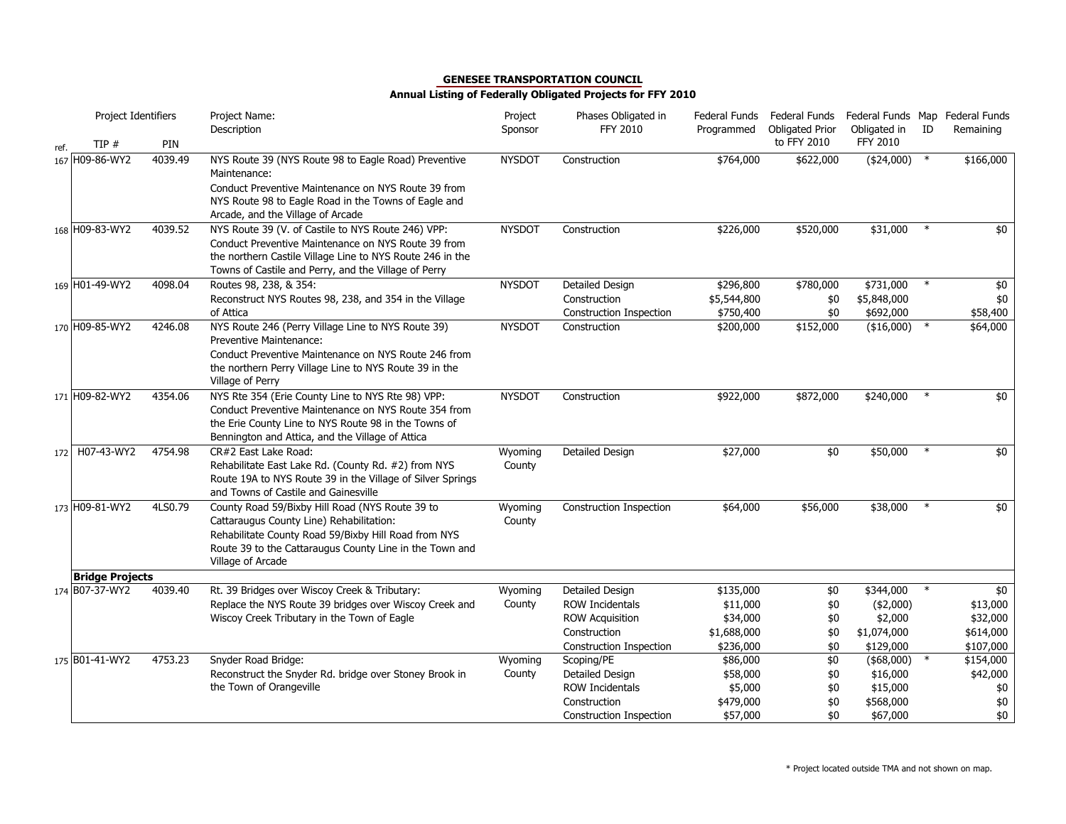**GENESEE TRANSPORTATION COUNCIL**

**Annual Listing of Federally Obligated Projects for FFY 2010**

| ref. | TIP # | PIN | Project Name: Description | Project Sponsor | Phases Obligated in FFY 2010 | Federal Funds Programmed | Federal Funds Obligated Prior to FFY 2010 | Federal Funds Obligated in FFY 2010 | Map ID | Federal Funds Remaining |
|---|---|---|---|---|---|---|---|---|---|---|
| 167 | H09-86-WY2 | 4039.49 | NYS Route 39 (NYS Route 98 to Eagle Road) Preventive Maintenance: Conduct Preventive Maintenance on NYS Route 39 from NYS Route 98 to Eagle Road in the Towns of Eagle and Arcade, and the Village of Arcade | NYSDOT | Construction | $764,000 | $622,000 | ($24,000) | * | $166,000 |
| 168 | H09-83-WY2 | 4039.52 | NYS Route 39 (V. of Castile to NYS Route 246) VPP: Conduct Preventive Maintenance on NYS Route 39 from the northern Castile Village Line to NYS Route 246 in the Towns of Castile and Perry, and the Village of Perry | NYSDOT | Construction | $226,000 | $520,000 | $31,000 | * | $0 |
| 169 | H01-49-WY2 | 4098.04 | Routes 98, 238, & 354: Reconstruct NYS Routes 98, 238, and 354 in the Village of Attica | NYSDOT | Detailed Design | $296,800 | $780,000 | $731,000 | * | $0 |
| | | | | | Construction | $5,544,800 | $0 | $5,848,000 | | $0 |
| | | | | | Construction Inspection | $750,400 | $0 | $692,000 | | $58,400 |
| 170 | H09-85-WY2 | 4246.08 | NYS Route 246 (Perry Village Line to NYS Route 39) Preventive Maintenance: Conduct Preventive Maintenance on NYS Route 246 from the northern Perry Village Line to NYS Route 39 in the Village of Perry | NYSDOT | Construction | $200,000 | $152,000 | ($16,000) | * | $64,000 |
| 171 | H09-82-WY2 | 4354.06 | NYS Rte 354 (Erie County Line to NYS Rte 98) VPP: Conduct Preventive Maintenance on NYS Route 354 from the Erie County Line to NYS Route 98 in the Towns of Bennington and Attica, and the Village of Attica | NYSDOT | Construction | $922,000 | $872,000 | $240,000 | * | $0 |
| 172 | H07-43-WY2 | 4754.98 | CR#2 East Lake Road: Rehabilitate East Lake Rd. (County Rd. #2) from NYS Route 19A to NYS Route 39 in the Village of Silver Springs and Towns of Castile and Gainesville | Wyoming County | Detailed Design | $27,000 | $0 | $50,000 | * | $0 |
| 173 | H09-81-WY2 | 4LS0.79 | County Road 59/Bixby Hill Road (NYS Route 39 to Cattaraugus County Line) Rehabilitation: Rehabilitate County Road 59/Bixby Hill Road from NYS Route 39 to the Cattaraugus County Line in the Town and Village of Arcade | Wyoming County | Construction Inspection | $64,000 | $56,000 | $38,000 | * | $0 |
| | **Bridge Projects** | | | | | | | | | |
| 174 | B07-37-WY2 | 4039.40 | Rt. 39 Bridges over Wiscoy Creek & Tributary: Replace the NYS Route 39 bridges over Wiscoy Creek and Wiscoy Creek Tributary in the Town of Eagle | Wyoming County | Detailed Design | $135,000 | $0 | $344,000 | * | $0 |
| | | | | | ROW Incidentals | $11,000 | $0 | ($2,000) | | $13,000 |
| | | | | | ROW Acquisition | $34,000 | $0 | $2,000 | | $32,000 |
| | | | | | Construction | $1,688,000 | $0 | $1,074,000 | | $614,000 |
| | | | | | Construction Inspection | $236,000 | $0 | $129,000 | | $107,000 |
| 175 | B01-41-WY2 | 4753.23 | Snyder Road Bridge: Reconstruct the Snyder Rd. bridge over Stoney Brook in the Town of Orangeville | Wyoming County | Scoping/PE | $86,000 | $0 | ($68,000) | * | $154,000 |
| | | | | | Detailed Design | $58,000 | $0 | $16,000 | | $42,000 |
| | | | | | ROW Incidentals | $5,000 | $0 | $15,000 | | $0 |
| | | | | | Construction | $479,000 | $0 | $568,000 | | $0 |
| | | | | | Construction Inspection | $57,000 | $0 | $67,000 | | $0 |

* Project located outside TMA and not shown on map.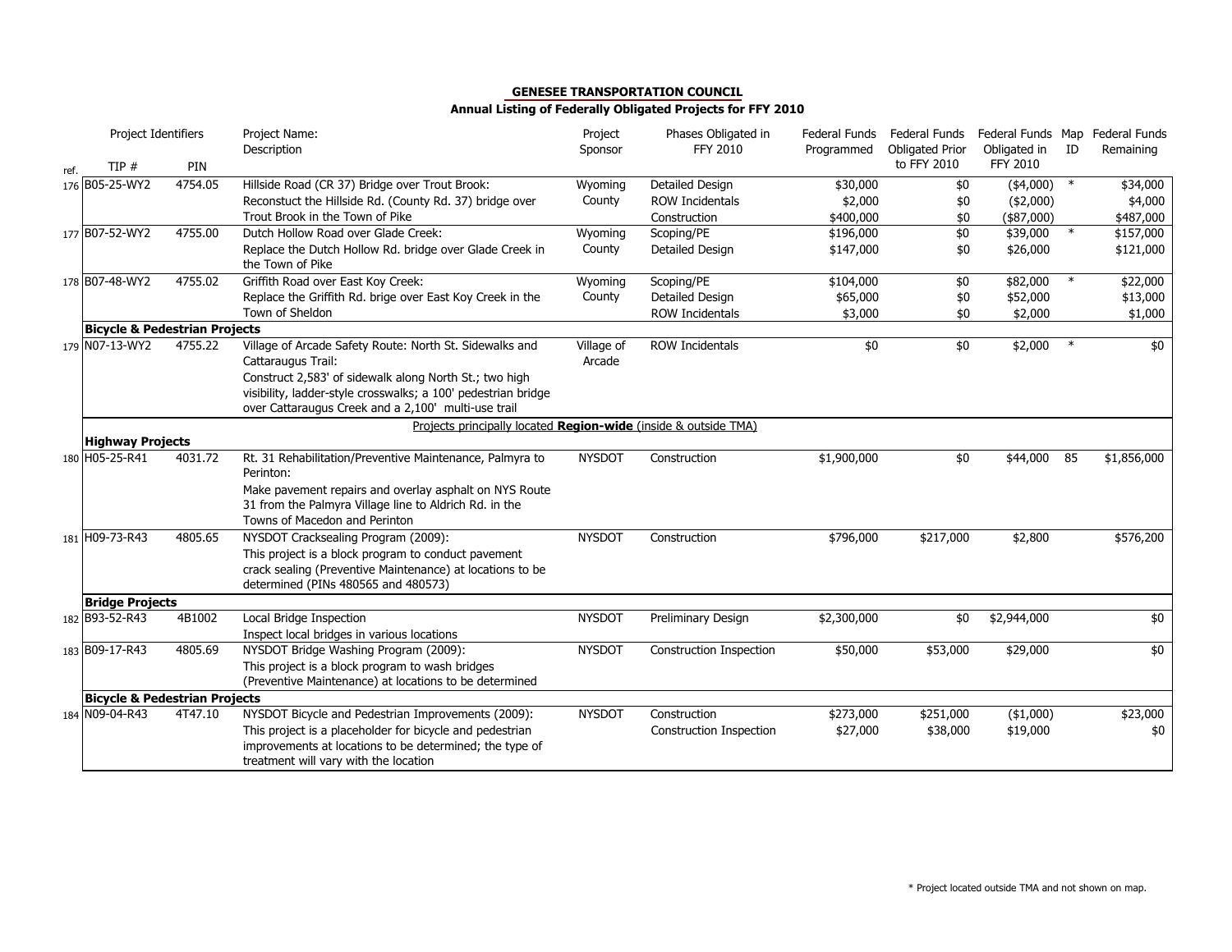**GENESEE TRANSPORTATION COUNCIL**

**Annual Listing of Federally Obligated Projects for FFY 2010**

| ref. | TIP # | PIN | Project Name: Description | Project Sponsor | Phases Obligated in FFY 2010 | Federal Funds Programmed | Federal Funds Obligated Prior to FFY 2010 | Federal Funds Obligated in FFY 2010 | Map ID | Federal Funds Remaining |
|---|---|---|---|---|---|---|---|---|---|---|
| 176 | B05-25-WY2 | 4754.05 | Hillside Road (CR 37) Bridge over Trout Brook: Reconstuct the Hillside Rd. (County Rd. 37) bridge over Trout Brook in the Town of Pike | Wyoming County | Detailed Design | $30,000 | $0 | ($4,000) | * | $34,000 |
| | | | | | ROW Incidentals | $2,000 | $0 | ($2,000) | | $4,000 |
| | | | | | Construction | $400,000 | $0 | ($87,000) | | $487,000 |
| 177 | B07-52-WY2 | 4755.00 | Dutch Hollow Road over Glade Creek: Replace the Dutch Hollow Rd. bridge over Glade Creek in the Town of Pike | Wyoming County | Scoping/PE | $196,000 | $0 | $39,000 | * | $157,000 |
| | | | | | Detailed Design | $147,000 | $0 | $26,000 | | $121,000 |
| 178 | B07-48-WY2 | 4755.02 | Griffith Road over East Koy Creek: Replace the Griffith Rd. brige over East Koy Creek in the Town of Sheldon | Wyoming County | Scoping/PE | $104,000 | $0 | $82,000 | * | $22,000 |
| | | | | | Detailed Design | $65,000 | $0 | $52,000 | | $13,000 |
| | | | | | ROW Incidentals | $3,000 | $0 | $2,000 | | $1,000 |
| | **Bicycle & Pedestrian Projects** | | | | | | | | | |
| 179 | N07-13-WY2 | 4755.22 | Village of Arcade Safety Route: North St. Sidewalks and Cattaraugus Trail: Construct 2,583' of sidewalk along North St.; two high visibility, ladder-style crosswalks; a 100' pedestrian bridge over Cattaraugus Creek and a 2,100' multi-use trail | Village of Arcade | ROW Incidentals | $0 | $0 | $2,000 | * | $0 |
| | | | Projects principally located **Region-wide** (inside & outside TMA) | | | | | | | |
| | **Highway Projects** | | | | | | | | | |
| 180 | H05-25-R41 | 4031.72 | Rt. 31 Rehabilitation/Preventive Maintenance, Palmyra to Perinton: Make pavement repairs and overlay asphalt on NYS Route 31 from the Palmyra Village line to Aldrich Rd. in the Towns of Macedon and Perinton | NYSDOT | Construction | $1,900,000 | $0 | $44,000 | 85 | $1,856,000 |
| 181 | H09-73-R43 | 4805.65 | NYSDOT Cracksealing Program (2009): This project is a block program to conduct pavement crack sealing (Preventive Maintenance) at locations to be determined (PINs 480565 and 480573) | NYSDOT | Construction | $796,000 | $217,000 | $2,800 | | $576,200 |
| | **Bridge Projects** | | | | | | | | | |
| 182 | B93-52-R43 | 4B1002 | Local Bridge Inspection: Inspect local bridges in various locations | NYSDOT | Preliminary Design | $2,300,000 | $0 | $2,944,000 | | $0 |
| 183 | B09-17-R43 | 4805.69 | NYSDOT Bridge Washing Program (2009): This project is a block program to wash bridges (Preventive Maintenance) at locations to be determined | NYSDOT | Construction Inspection | $50,000 | $53,000 | $29,000 | | $0 |
| | **Bicycle & Pedestrian Projects** | | | | | | | | | |
| 184 | N09-04-R43 | 4T47.10 | NYSDOT Bicycle and Pedestrian Improvements (2009): This project is a placeholder for bicycle and pedestrian improvements at locations to be determined; the type of treatment will vary with the location | NYSDOT | Construction | $273,000 | $251,000 | ($1,000) | | $23,000 |
| | | | | | Construction Inspection | $27,000 | $38,000 | $19,000 | | $0 |

* Project located outside TMA and not shown on map.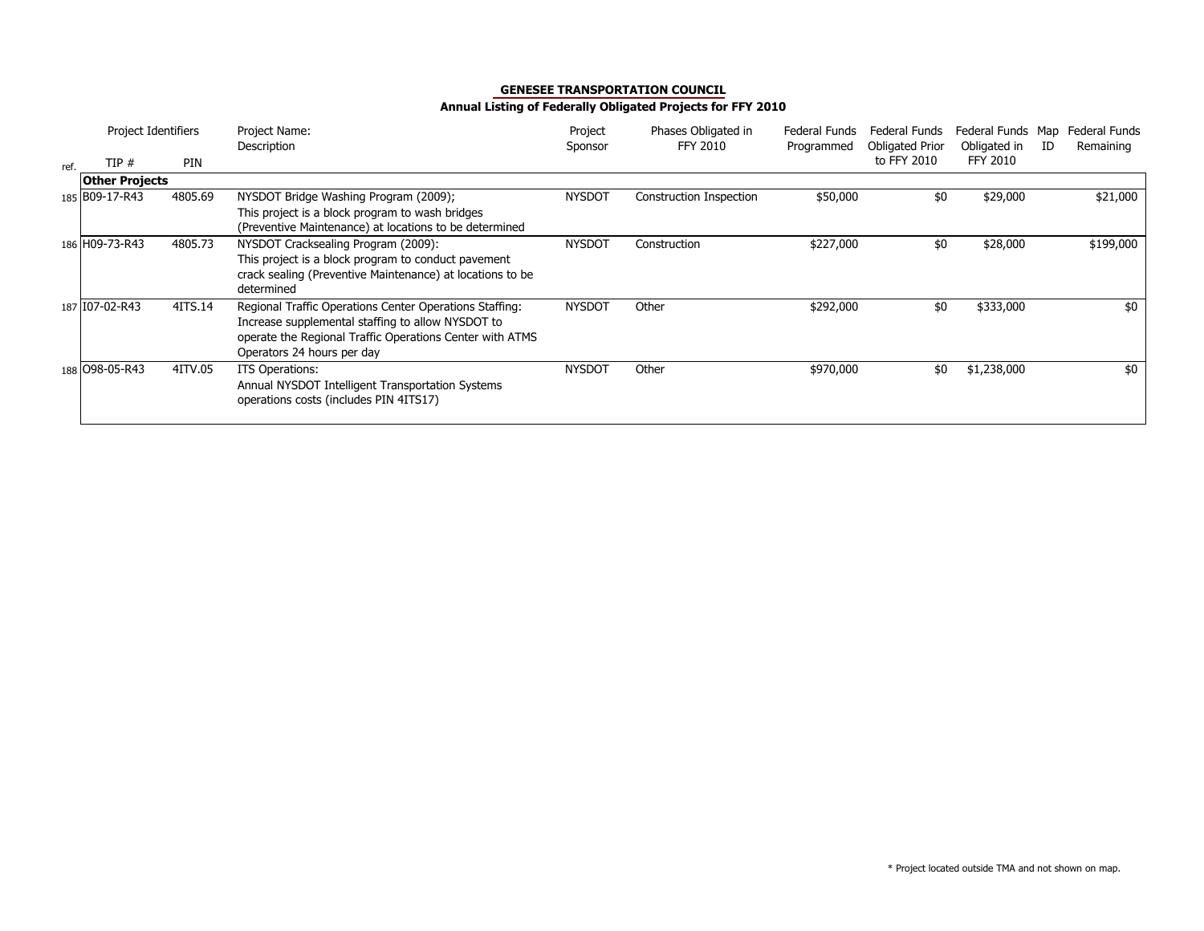**GENESEE TRANSPORTATION COUNCIL**

**Annual Listing of Federally Obligated Projects for FFY 2010**

| ref. | Project Identifiers TIP # | PIN | Project Name: Description | Project Sponsor | Phases Obligated in FFY 2010 | Federal Funds Programmed | Federal Funds Obligated Prior to FFY 2010 | Federal Funds Obligated in FFY 2010 | Map ID | Federal Funds Remaining |
|---|---|---|---|---|---|---|---|---|---|---|
| | **Other Projects** | | | | | | | | | |
| 185 | B09-17-R43 | 4805.69 | NYSDOT Bridge Washing Program (2009); This project is a block program to wash bridges (Preventive Maintenance) at locations to be determined | NYSDOT | Construction Inspection | $50,000 | $0 | $29,000 | | $21,000 |
| 186 | H09-73-R43 | 4805.73 | NYSDOT Cracksealing Program (2009): This project is a block program to conduct pavement crack sealing (Preventive Maintenance) at locations to be determined | NYSDOT | Construction | $227,000 | $0 | $28,000 | | $199,000 |
| 187 | I07-02-R43 | 4ITS.14 | Regional Traffic Operations Center Operations Staffing: Increase supplemental staffing to allow NYSDOT to operate the Regional Traffic Operations Center with ATMS Operators 24 hours per day | NYSDOT | Other | $292,000 | $0 | $333,000 | | $0 |
| 188 | O98-05-R43 | 4ITV.05 | ITS Operations: Annual NYSDOT Intelligent Transportation Systems operations costs (includes PIN 4ITS17) | NYSDOT | Other | $970,000 | $0 | $1,238,000 | | $0 |

* Project located outside TMA and not shown on map.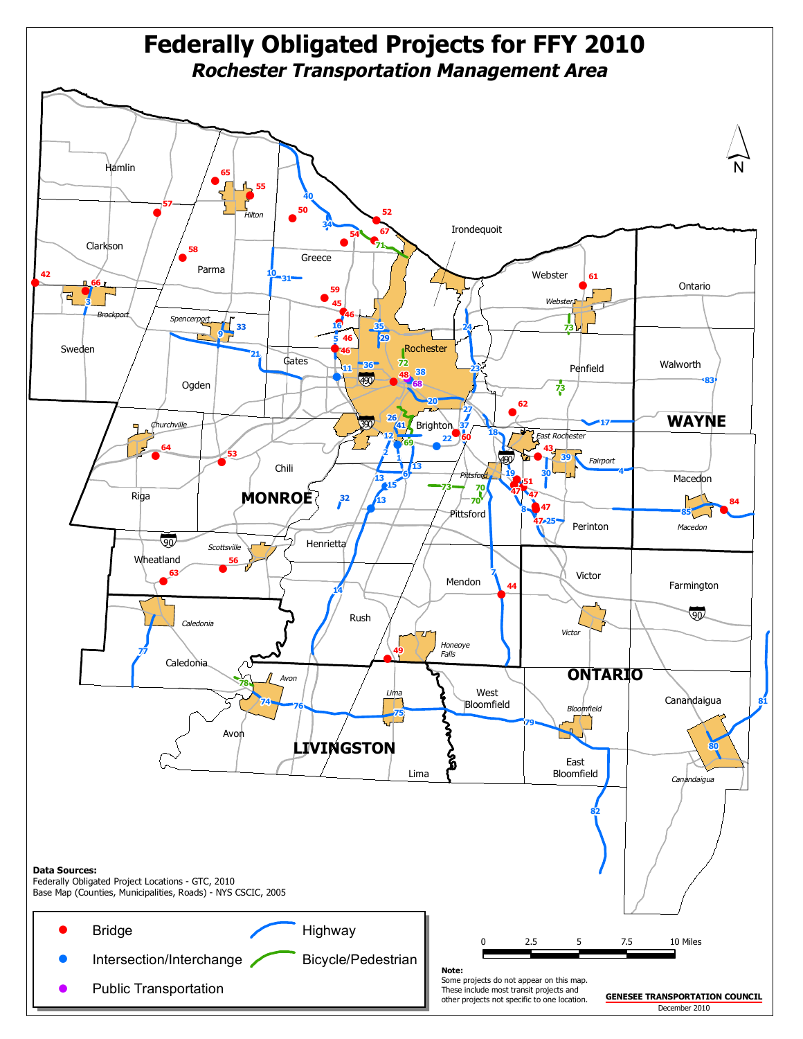# Federally Obligated Projects for FFY 2010

## *Rochester Transportation Management Area*

**Data Sources:**
Federally Obligated Project Locations - GTC, 2010
Base Map (Counties, Municipalities, Roads) - NYS CSCIC, 2005

**Legend:**

- Bridge
- Intersection/Interchange
- Public Transportation
- Highway
- Bicycle/Pedestrian

Scale: 0, 2.5, 5, 7.5, 10 Miles

**Note:**
Some projects do not appear on this map. These include most transit projects and other projects not specific to one location.

**GENESEE TRANSPORTATION COUNCIL**
December 2010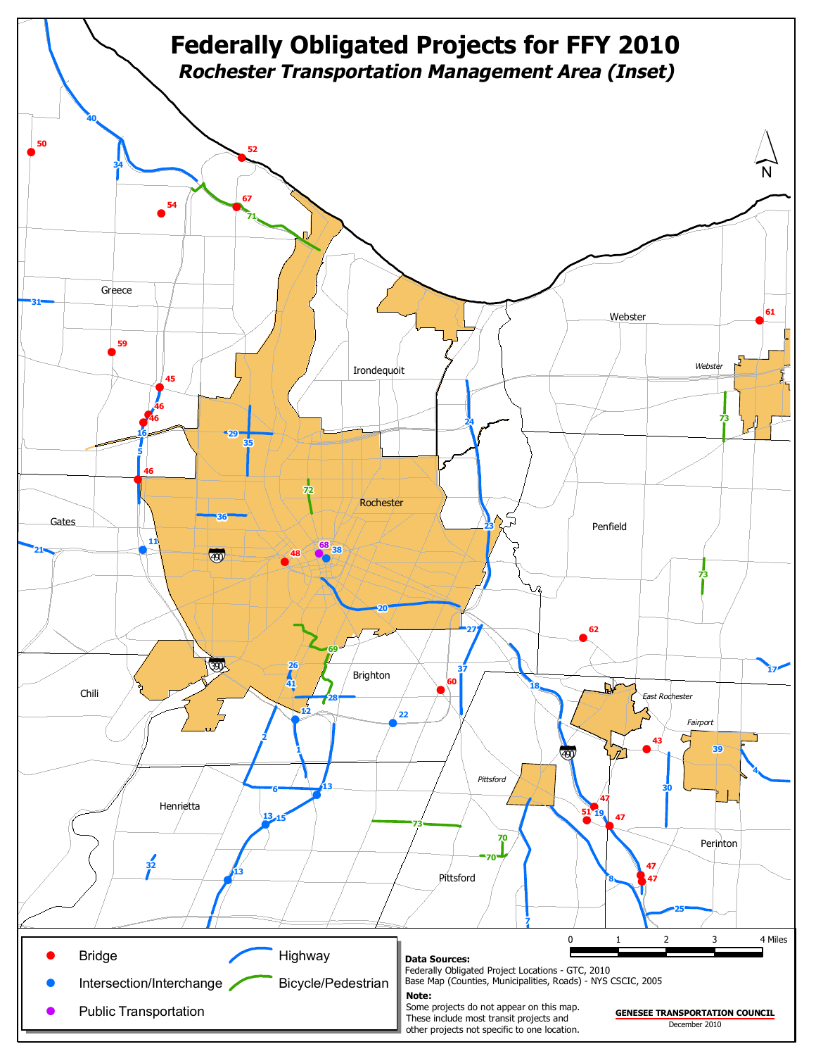# Federally Obligated Projects for FFY 2010

## *Rochester Transportation Management Area (Inset)*

Bridge

Intersection/Interchange

Public Transportation

Highway

Bicycle/Pedestrian

0 1 2 3 4 Miles

**Data Sources:**
Federally Obligated Project Locations - GTC, 2010
Base Map (Counties, Municipalities, Roads) - NYS CSCIC, 2005

**Note:**
Some projects do not appear on this map. These include most transit projects and other projects not specific to one location.

**GENESEE TRANSPORTATION COUNCIL**
December 2010